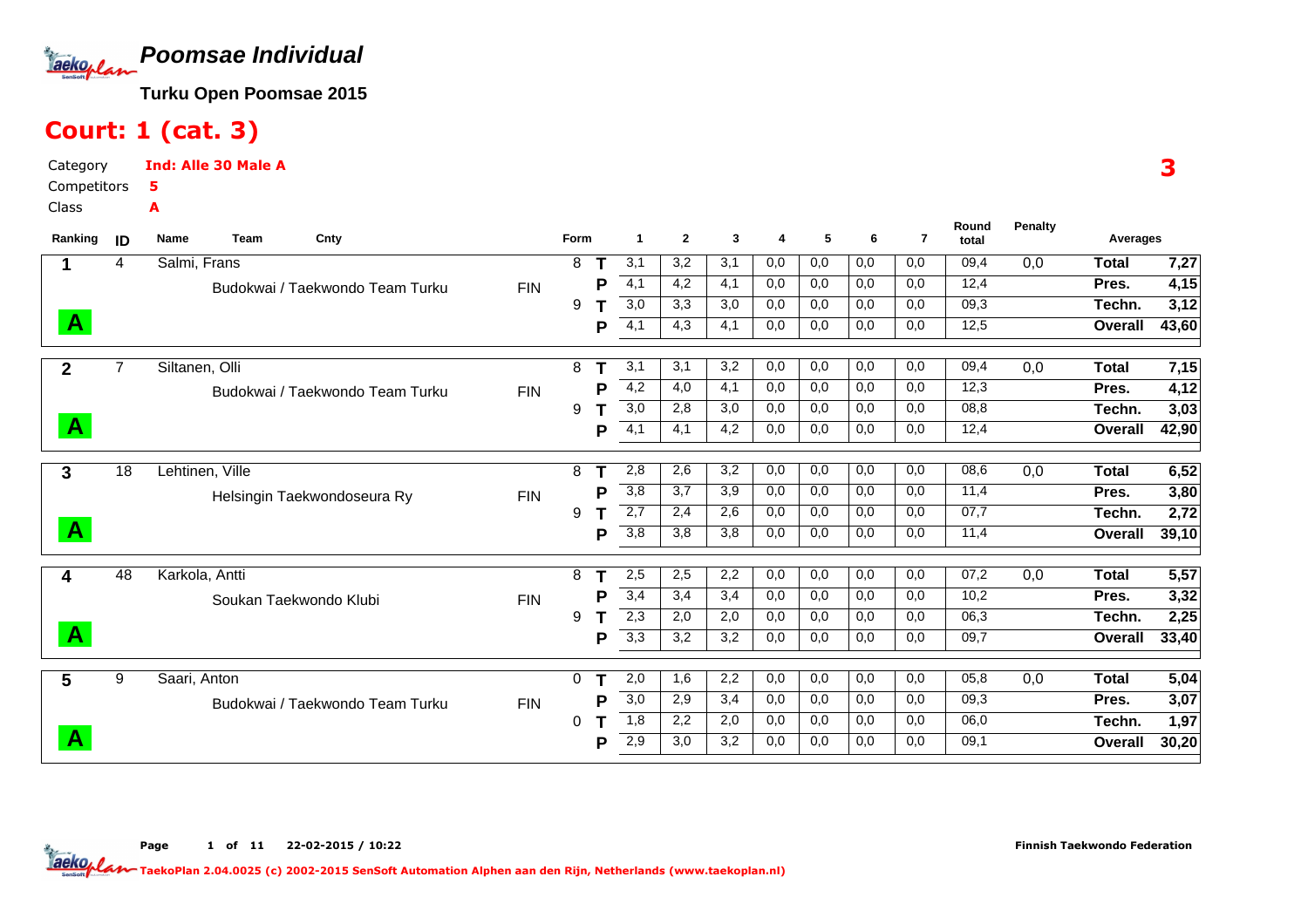# Poomsae Individual

**Turku Open Poomsae 2015**

## Court: 1 (cat. 3)

Category **Ind: Alle 30 Male A**

Competitors **5**

Class **A**

**3**

| Ranking | ID | Name / Team | Cnty | Form | | 1 | 2 | 3 | 4 | 5 | 6 | 7 | Round total | Penalty | Averages | |
|---|---|---|---|---|---|---|---|---|---|---|---|---|---|---|---|---|
| 1 | 4 | Salmi, Frans | | 8 | T | 3,1 | 3,2 | 3,1 | 0,0 | 0,0 | 0,0 | 0,0 | 09,4 | 0,0 | Total | 7,27 |
| | | Budokwai / Taekwondo Team Turku | FIN | | P | 4,1 | 4,2 | 4,1 | 0,0 | 0,0 | 0,0 | 0,0 | 12,4 | | Pres. | 4,15 |
| | | | | 9 | T | 3,0 | 3,3 | 3,0 | 0,0 | 0,0 | 0,0 | 0,0 | 09,3 | | Techn. | 3,12 |
| A | | | | | P | 4,1 | 4,3 | 4,1 | 0,0 | 0,0 | 0,0 | 0,0 | 12,5 | | Overall | 43,60 |
| 2 | 7 | Siltanen, Olli | | 8 | T | 3,1 | 3,1 | 3,2 | 0,0 | 0,0 | 0,0 | 0,0 | 09,4 | 0,0 | Total | 7,15 |
| | | Budokwai / Taekwondo Team Turku | FIN | | P | 4,2 | 4,0 | 4,1 | 0,0 | 0,0 | 0,0 | 0,0 | 12,3 | | Pres. | 4,12 |
| | | | | 9 | T | 3,0 | 2,8 | 3,0 | 0,0 | 0,0 | 0,0 | 0,0 | 08,8 | | Techn. | 3,03 |
| A | | | | | P | 4,1 | 4,1 | 4,2 | 0,0 | 0,0 | 0,0 | 0,0 | 12,4 | | Overall | 42,90 |
| 3 | 18 | Lehtinen, Ville | | 8 | T | 2,8 | 2,6 | 3,2 | 0,0 | 0,0 | 0,0 | 0,0 | 08,6 | 0,0 | Total | 6,52 |
| | | Helsingin Taekwondoseura Ry | FIN | | P | 3,8 | 3,7 | 3,9 | 0,0 | 0,0 | 0,0 | 0,0 | 11,4 | | Pres. | 3,80 |
| | | | | 9 | T | 2,7 | 2,4 | 2,6 | 0,0 | 0,0 | 0,0 | 0,0 | 07,7 | | Techn. | 2,72 |
| A | | | | | P | 3,8 | 3,8 | 3,8 | 0,0 | 0,0 | 0,0 | 0,0 | 11,4 | | Overall | 39,10 |
| 4 | 48 | Karkola, Antti | | 8 | T | 2,5 | 2,5 | 2,2 | 0,0 | 0,0 | 0,0 | 0,0 | 07,2 | 0,0 | Total | 5,57 |
| | | Soukan Taekwondo Klubi | FIN | | P | 3,4 | 3,4 | 3,4 | 0,0 | 0,0 | 0,0 | 0,0 | 10,2 | | Pres. | 3,32 |
| | | | | 9 | T | 2,3 | 2,0 | 2,0 | 0,0 | 0,0 | 0,0 | 0,0 | 06,3 | | Techn. | 2,25 |
| A | | | | | P | 3,3 | 3,2 | 3,2 | 0,0 | 0,0 | 0,0 | 0,0 | 09,7 | | Overall | 33,40 |
| 5 | 9 | Saari, Anton | | 0 | T | 2,0 | 1,6 | 2,2 | 0,0 | 0,0 | 0,0 | 0,0 | 05,8 | 0,0 | Total | 5,04 |
| | | Budokwai / Taekwondo Team Turku | FIN | | P | 3,0 | 2,9 | 3,4 | 0,0 | 0,0 | 0,0 | 0,0 | 09,3 | | Pres. | 3,07 |
| | | | | 0 | T | 1,8 | 2,2 | 2,0 | 0,0 | 0,0 | 0,0 | 0,0 | 06,0 | | Techn. | 1,97 |
| A | | | | | P | 2,9 | 3,0 | 3,2 | 0,0 | 0,0 | 0,0 | 0,0 | 09,1 | | Overall | 30,20 |

Page 1 of 11 22-02-2015 / 10:22 Finnish Taekwondo Federation

TaekoPlan 2.04.0025 (c) 2002-2015 SenSoft Automation Alphen aan den Rijn, Netherlands (www.taekoplan.nl)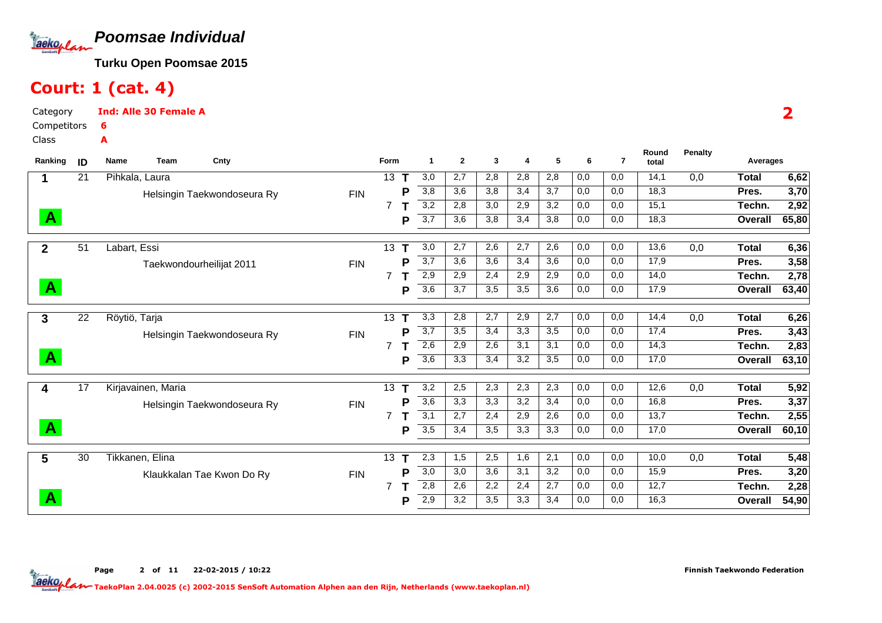# Poomsae Individual

**Turku Open Poomsae 2015**

## Court: 1 (cat. 4)

Category **Ind: Alle 30 Female A**
Competitors **6**
Class **A**

**2**

| Ranking | ID | Name / Team | Cnty | Form | | 1 | 2 | 3 | 4 | 5 | 6 | 7 | Round total | Penalty | Averages | |
|---|---|---|---|---|---|---|---|---|---|---|---|---|---|---|---|---|
| 1 | 21 | Pihkala, Laura | | 13 | T | 3,0 | 2,7 | 2,8 | 2,8 | 2,8 | 0,0 | 0,0 | 14,1 | 0,0 | **Total** | **6,62** |
| | | Helsingin Taekwondoseura Ry | FIN | | P | 3,8 | 3,6 | 3,8 | 3,4 | 3,7 | 0,0 | 0,0 | 18,3 | | **Pres.** | **3,70** |
| | | | | 7 | T | 3,2 | 2,8 | 3,0 | 2,9 | 3,2 | 0,0 | 0,0 | 15,1 | | **Techn.** | **2,92** |
| A | | | | | P | 3,7 | 3,6 | 3,8 | 3,4 | 3,8 | 0,0 | 0,0 | 18,3 | | **Overall** | **65,80** |
| 2 | 51 | Labart, Essi | | 13 | T | 3,0 | 2,7 | 2,6 | 2,7 | 2,6 | 0,0 | 0,0 | 13,6 | 0,0 | **Total** | **6,36** |
| | | Taekwondourheilijat 2011 | FIN | | P | 3,7 | 3,6 | 3,6 | 3,4 | 3,6 | 0,0 | 0,0 | 17,9 | | **Pres.** | **3,58** |
| | | | | 7 | T | 2,9 | 2,9 | 2,4 | 2,9 | 2,9 | 0,0 | 0,0 | 14,0 | | **Techn.** | **2,78** |
| A | | | | | P | 3,6 | 3,7 | 3,5 | 3,5 | 3,6 | 0,0 | 0,0 | 17,9 | | **Overall** | **63,40** |
| 3 | 22 | Röytiö, Tarja | | 13 | T | 3,3 | 2,8 | 2,7 | 2,9 | 2,7 | 0,0 | 0,0 | 14,4 | 0,0 | **Total** | **6,26** |
| | | Helsingin Taekwondoseura Ry | FIN | | P | 3,7 | 3,5 | 3,4 | 3,3 | 3,5 | 0,0 | 0,0 | 17,4 | | **Pres.** | **3,43** |
| | | | | 7 | T | 2,6 | 2,9 | 2,6 | 3,1 | 3,1 | 0,0 | 0,0 | 14,3 | | **Techn.** | **2,83** |
| A | | | | | P | 3,6 | 3,3 | 3,4 | 3,2 | 3,5 | 0,0 | 0,0 | 17,0 | | **Overall** | **63,10** |
| 4 | 17 | Kirjavainen, Maria | | 13 | T | 3,2 | 2,5 | 2,3 | 2,3 | 2,3 | 0,0 | 0,0 | 12,6 | 0,0 | **Total** | **5,92** |
| | | Helsingin Taekwondoseura Ry | FIN | | P | 3,6 | 3,3 | 3,3 | 3,2 | 3,4 | 0,0 | 0,0 | 16,8 | | **Pres.** | **3,37** |
| | | | | 7 | T | 3,1 | 2,7 | 2,4 | 2,9 | 2,6 | 0,0 | 0,0 | 13,7 | | **Techn.** | **2,55** |
| A | | | | | P | 3,5 | 3,4 | 3,5 | 3,3 | 3,3 | 0,0 | 0,0 | 17,0 | | **Overall** | **60,10** |
| 5 | 30 | Tikkanen, Elina | | 13 | T | 2,3 | 1,5 | 2,5 | 1,6 | 2,1 | 0,0 | 0,0 | 10,0 | 0,0 | **Total** | **5,48** |
| | | Klaukkalan Tae Kwon Do Ry | FIN | | P | 3,0 | 3,0 | 3,6 | 3,1 | 3,2 | 0,0 | 0,0 | 15,9 | | **Pres.** | **3,20** |
| | | | | 7 | T | 2,8 | 2,6 | 2,2 | 2,4 | 2,7 | 0,0 | 0,0 | 12,7 | | **Techn.** | **2,28** |
| A | | | | | P | 2,9 | 3,2 | 3,5 | 3,3 | 3,4 | 0,0 | 0,0 | 16,3 | | **Overall** | **54,90** |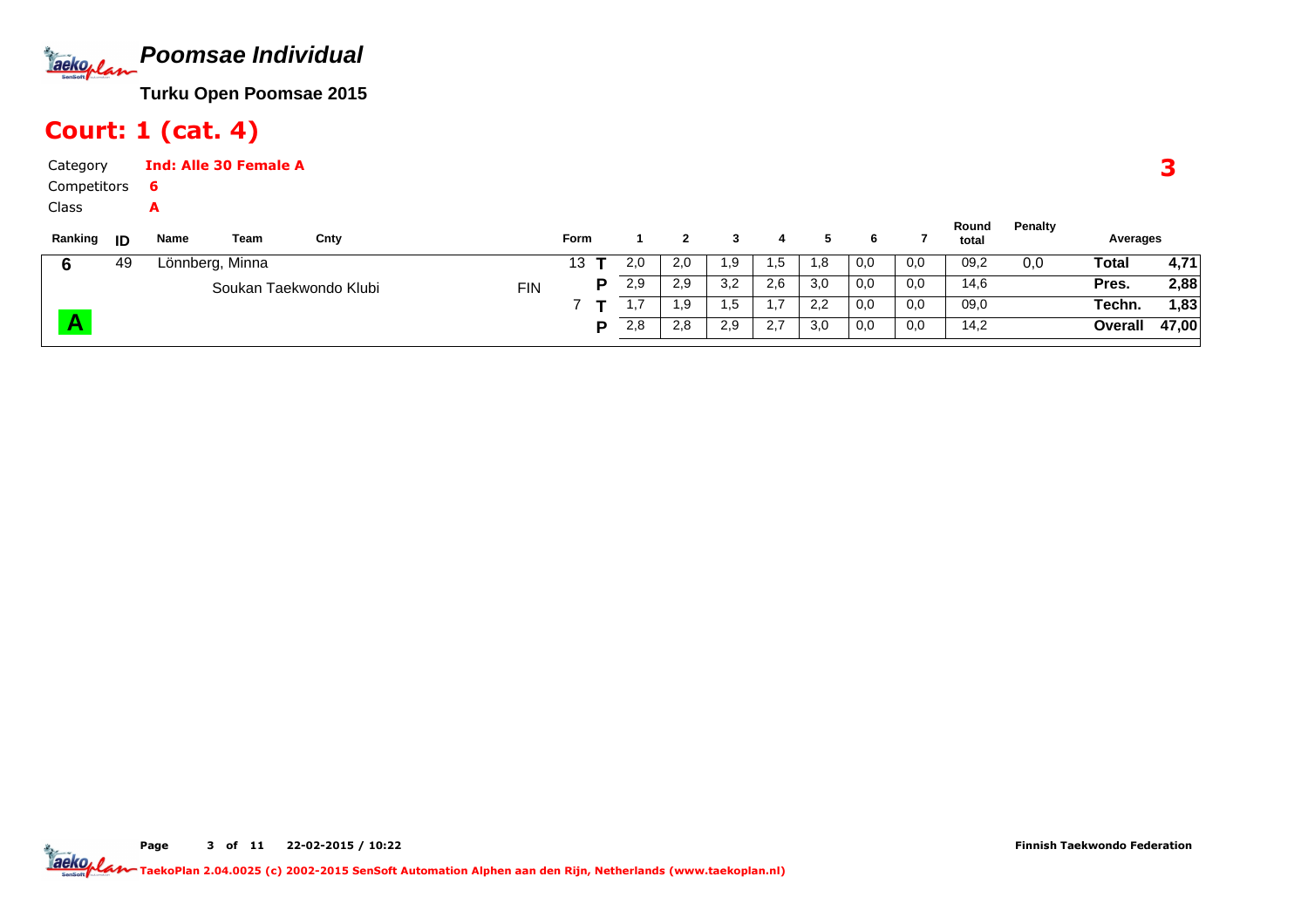# Poomsae Individual

**Turku Open Poomsae 2015**

## Court: 1 (cat. 4)

Category **Ind: Alle 30 Female A**

Competitors **6**

Class **A**

3

| Ranking | ID | Name | Team | Cnty | Form | | 1 | 2 | 3 | 4 | 5 | 6 | 7 | Round total | Penalty | Averages | |
|---|---|---|---|---|---|---|---|---|---|---|---|---|---|---|---|---|---|
| 6 | 49 | Lönnberg, Minna | | | 13 | T | 2,0 | 2,0 | 1,9 | 1,5 | 1,8 | 0,0 | 0,0 | 09,2 | 0,0 | **Total** | **4,71** |
| | | | Soukan Taekwondo Klubi | FIN | | P | 2,9 | 2,9 | 3,2 | 2,6 | 3,0 | 0,0 | 0,0 | 14,6 | | **Pres.** | **2,88** |
| | | | | | 7 | T | 1,7 | 1,9 | 1,5 | 1,7 | 2,2 | 0,0 | 0,0 | 09,0 | | **Techn.** | **1,83** |
| A | | | | | | P | 2,8 | 2,8 | 2,9 | 2,7 | 3,0 | 0,0 | 0,0 | 14,2 | | **Overall** | **47,00** |

Finnish Taekwondo Federation

TaekoPlan 2.04.0025 (c) 2002-2015 SenSoft Automation Alphen aan den Rijn, Netherlands (www.taekoplan.nl)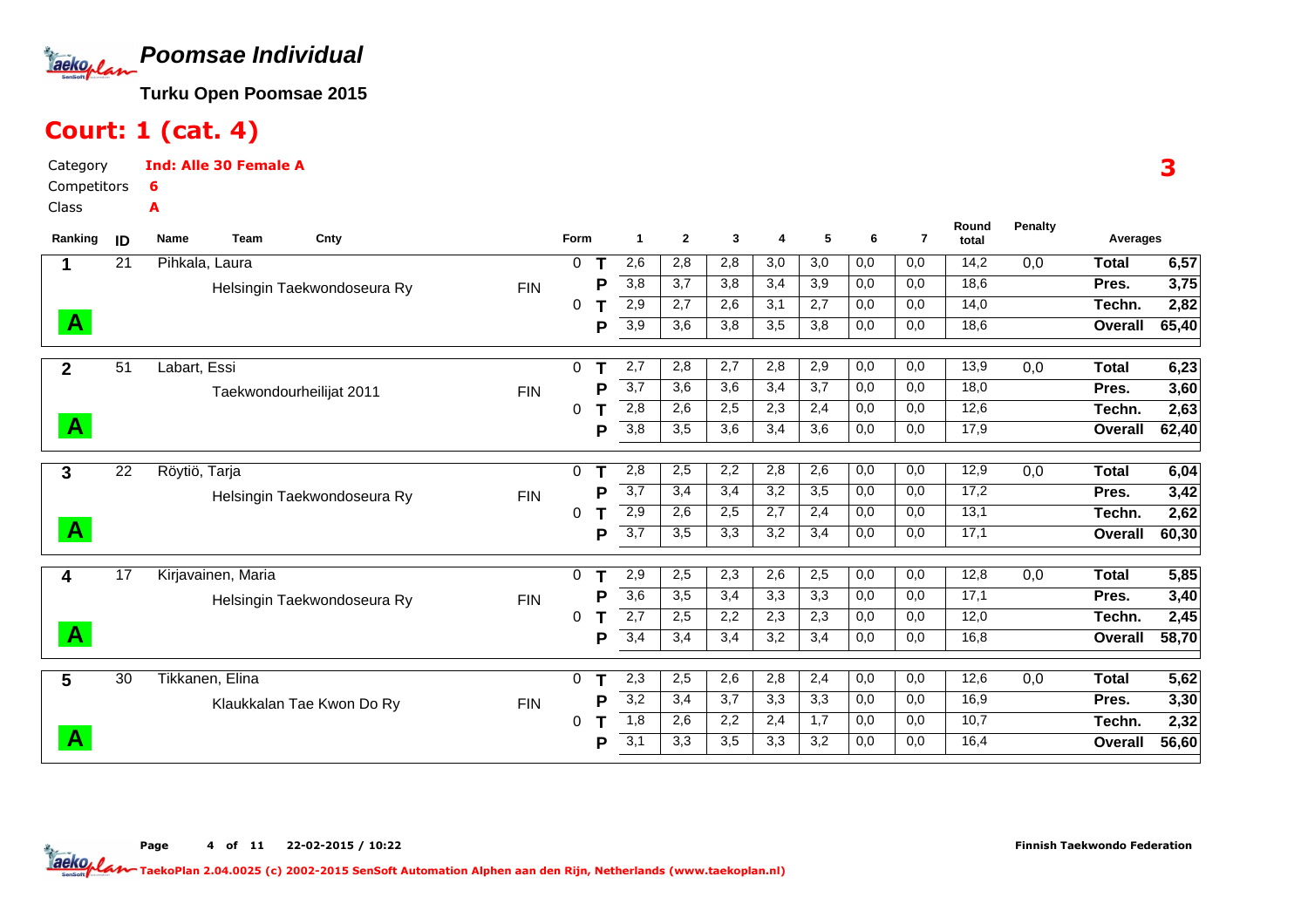# Poomsae Individual

**Turku Open Poomsae 2015**

## Court: 1 (cat. 4)

Category **Ind: Alle 30 Female A**

Competitors **6**

Class **A**

**3**

| Ranking | ID | Name / Team | Cnty | Form | | 1 | 2 | 3 | 4 | 5 | 6 | 7 | Round total | Penalty | Averages | |
|---|---|---|---|---|---|---|---|---|---|---|---|---|---|---|---|---|
| 1 | 21 | Pihkala, Laura | | 0 | T | 2,6 | 2,8 | 2,8 | 3,0 | 3,0 | 0,0 | 0,0 | 14,2 | 0,0 | Total | 6,57 |
| | | Helsingin Taekwondoseura Ry | FIN | | P | 3,8 | 3,7 | 3,8 | 3,4 | 3,9 | 0,0 | 0,0 | 18,6 | | Pres. | 3,75 |
| | | | | 0 | T | 2,9 | 2,7 | 2,6 | 3,1 | 2,7 | 0,0 | 0,0 | 14,0 | | Techn. | 2,82 |
| A | | | | | P | 3,9 | 3,6 | 3,8 | 3,5 | 3,8 | 0,0 | 0,0 | 18,6 | | Overall | 65,40 |
| 2 | 51 | Labart, Essi | | 0 | T | 2,7 | 2,8 | 2,7 | 2,8 | 2,9 | 0,0 | 0,0 | 13,9 | 0,0 | Total | 6,23 |
| | | Taekwondourheilijat 2011 | FIN | | P | 3,7 | 3,6 | 3,6 | 3,4 | 3,7 | 0,0 | 0,0 | 18,0 | | Pres. | 3,60 |
| | | | | 0 | T | 2,8 | 2,6 | 2,5 | 2,3 | 2,4 | 0,0 | 0,0 | 12,6 | | Techn. | 2,63 |
| A | | | | | P | 3,8 | 3,5 | 3,6 | 3,4 | 3,6 | 0,0 | 0,0 | 17,9 | | Overall | 62,40 |
| 3 | 22 | Röytiö, Tarja | | 0 | T | 2,8 | 2,5 | 2,2 | 2,8 | 2,6 | 0,0 | 0,0 | 12,9 | 0,0 | Total | 6,04 |
| | | Helsingin Taekwondoseura Ry | FIN | | P | 3,7 | 3,4 | 3,4 | 3,2 | 3,5 | 0,0 | 0,0 | 17,2 | | Pres. | 3,42 |
| | | | | 0 | T | 2,9 | 2,6 | 2,5 | 2,7 | 2,4 | 0,0 | 0,0 | 13,1 | | Techn. | 2,62 |
| A | | | | | P | 3,7 | 3,5 | 3,3 | 3,2 | 3,4 | 0,0 | 0,0 | 17,1 | | Overall | 60,30 |
| 4 | 17 | Kirjavainen, Maria | | 0 | T | 2,9 | 2,5 | 2,3 | 2,6 | 2,5 | 0,0 | 0,0 | 12,8 | 0,0 | Total | 5,85 |
| | | Helsingin Taekwondoseura Ry | FIN | | P | 3,6 | 3,5 | 3,4 | 3,3 | 3,3 | 0,0 | 0,0 | 17,1 | | Pres. | 3,40 |
| | | | | 0 | T | 2,7 | 2,5 | 2,2 | 2,3 | 2,3 | 0,0 | 0,0 | 12,0 | | Techn. | 2,45 |
| A | | | | | P | 3,4 | 3,4 | 3,4 | 3,2 | 3,4 | 0,0 | 0,0 | 16,8 | | Overall | 58,70 |
| 5 | 30 | Tikkanen, Elina | | 0 | T | 2,3 | 2,5 | 2,6 | 2,8 | 2,4 | 0,0 | 0,0 | 12,6 | 0,0 | Total | 5,62 |
| | | Klaukkalan Tae Kwon Do Ry | FIN | | P | 3,2 | 3,4 | 3,7 | 3,3 | 3,3 | 0,0 | 0,0 | 16,9 | | Pres. | 3,30 |
| | | | | 0 | T | 1,8 | 2,6 | 2,2 | 2,4 | 1,7 | 0,0 | 0,0 | 10,7 | | Techn. | 2,32 |
| A | | | | | P | 3,1 | 3,3 | 3,5 | 3,3 | 3,2 | 0,0 | 0,0 | 16,4 | | Overall | 56,60 |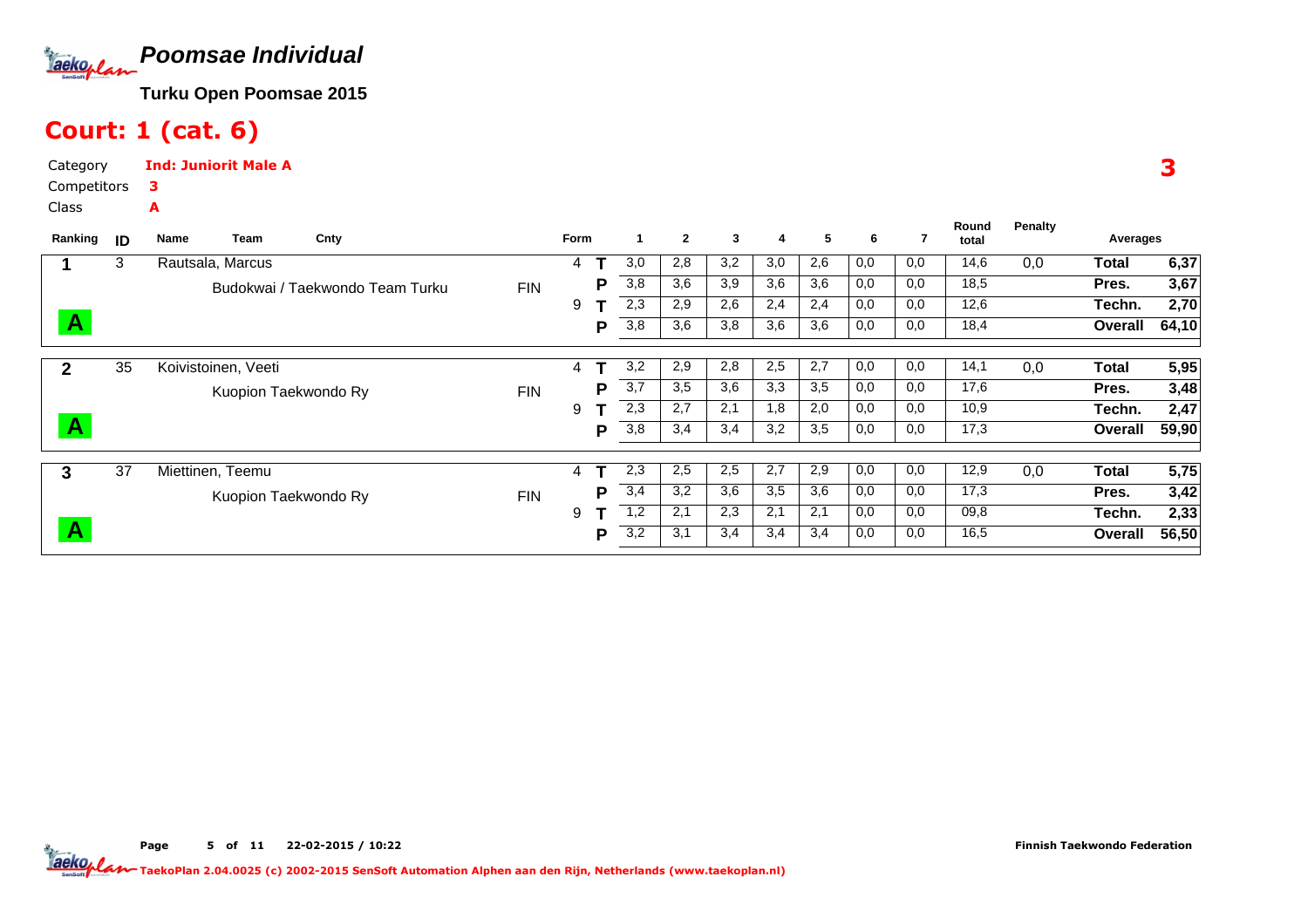# Poomsae Individual

**Turku Open Poomsae 2015**

## Court: 1 (cat. 6)

Category **Ind: Juniorit Male A**

Competitors **3**

Class **A**

**3**

| Ranking | ID | Name / Team | Cnty | Form | | 1 | 2 | 3 | 4 | 5 | 6 | 7 | Round total | Penalty | Averages | |
|---|---|---|---|---|---|---|---|---|---|---|---|---|---|---|---|---|
| 1 | 3 | Rautsala, Marcus | | 4 | T | 3,0 | 2,8 | 3,2 | 3,0 | 2,6 | 0,0 | 0,0 | 14,6 | 0,0 | Total | 6,37 |
| | | Budokwai / Taekwondo Team Turku | FIN | | P | 3,8 | 3,6 | 3,9 | 3,6 | 3,6 | 0,0 | 0,0 | 18,5 | | Pres. | 3,67 |
| | | | | 9 | T | 2,3 | 2,9 | 2,6 | 2,4 | 2,4 | 0,0 | 0,0 | 12,6 | | Techn. | 2,70 |
| A | | | | | P | 3,8 | 3,6 | 3,8 | 3,6 | 3,6 | 0,0 | 0,0 | 18,4 | | Overall | 64,10 |
| 2 | 35 | Koivistoinen, Veeti | | 4 | T | 3,2 | 2,9 | 2,8 | 2,5 | 2,7 | 0,0 | 0,0 | 14,1 | 0,0 | Total | 5,95 |
| | | Kuopion Taekwondo Ry | FIN | | P | 3,7 | 3,5 | 3,6 | 3,3 | 3,5 | 0,0 | 0,0 | 17,6 | | Pres. | 3,48 |
| | | | | 9 | T | 2,3 | 2,7 | 2,1 | 1,8 | 2,0 | 0,0 | 0,0 | 10,9 | | Techn. | 2,47 |
| A | | | | | P | 3,8 | 3,4 | 3,4 | 3,2 | 3,5 | 0,0 | 0,0 | 17,3 | | Overall | 59,90 |
| 3 | 37 | Miettinen, Teemu | | 4 | T | 2,3 | 2,5 | 2,5 | 2,7 | 2,9 | 0,0 | 0,0 | 12,9 | 0,0 | Total | 5,75 |
| | | Kuopion Taekwondo Ry | FIN | | P | 3,4 | 3,2 | 3,6 | 3,5 | 3,6 | 0,0 | 0,0 | 17,3 | | Pres. | 3,42 |
| | | | | 9 | T | 1,2 | 2,1 | 2,3 | 2,1 | 2,1 | 0,0 | 0,0 | 09,8 | | Techn. | 2,33 |
| A | | | | | P | 3,2 | 3,1 | 3,4 | 3,4 | 3,4 | 0,0 | 0,0 | 16,5 | | Overall | 56,50 |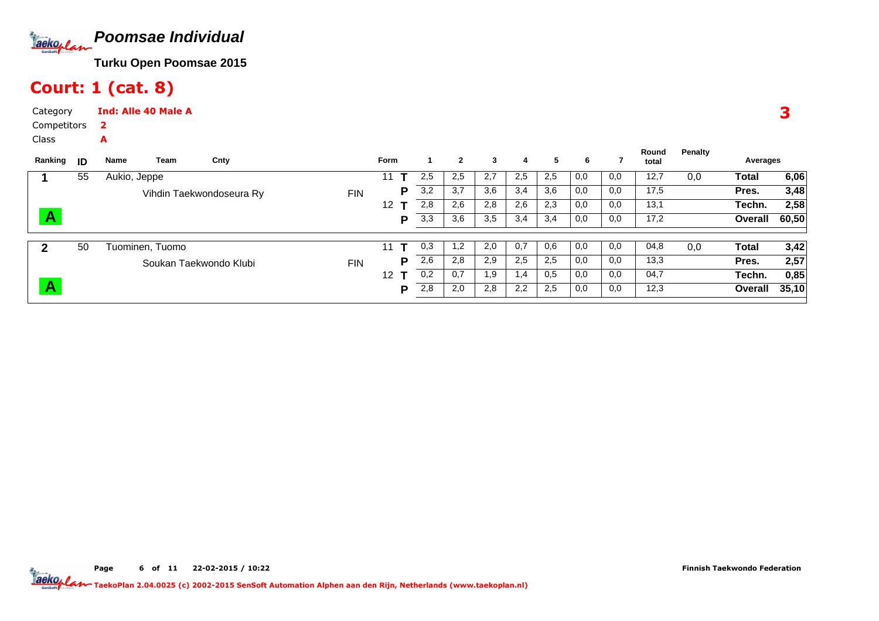# Poomsae Individual

**Turku Open Poomsae 2015**

## Court: 1 (cat. 8)

Category **Ind: Alle 40 Male A**

Competitors **2**

Class **A**

**3**

| Ranking | ID | Name / Team | Cnty | Form | | 1 | 2 | 3 | 4 | 5 | 6 | 7 | Round total | Penalty | Averages | |
|---|---|---|---|---|---|---|---|---|---|---|---|---|---|---|---|---|
| 1 | 55 | Aukio, Jeppe | | 11 | T | 2,5 | 2,5 | 2,7 | 2,5 | 2,5 | 0,0 | 0,0 | 12,7 | 0,0 | Total | 6,06 |
| | | Vihdin Taekwondoseura Ry | FIN | | P | 3,2 | 3,7 | 3,6 | 3,4 | 3,6 | 0,0 | 0,0 | 17,5 | | Pres. | 3,48 |
| | | | | 12 | T | 2,8 | 2,6 | 2,8 | 2,6 | 2,3 | 0,0 | 0,0 | 13,1 | | Techn. | 2,58 |
| A | | | | | P | 3,3 | 3,6 | 3,5 | 3,4 | 3,4 | 0,0 | 0,0 | 17,2 | | Overall | 60,50 |
| 2 | 50 | Tuominen, Tuomo | | 11 | T | 0,3 | 1,2 | 2,0 | 0,7 | 0,6 | 0,0 | 0,0 | 04,8 | 0,0 | Total | 3,42 |
| | | Soukan Taekwondo Klubi | FIN | | P | 2,6 | 2,8 | 2,9 | 2,5 | 2,5 | 0,0 | 0,0 | 13,3 | | Pres. | 2,57 |
| | | | | 12 | T | 0,2 | 0,7 | 1,9 | 1,4 | 0,5 | 0,0 | 0,0 | 04,7 | | Techn. | 0,85 |
| A | | | | | P | 2,8 | 2,0 | 2,8 | 2,2 | 2,5 | 0,0 | 0,0 | 12,3 | | Overall | 35,10 |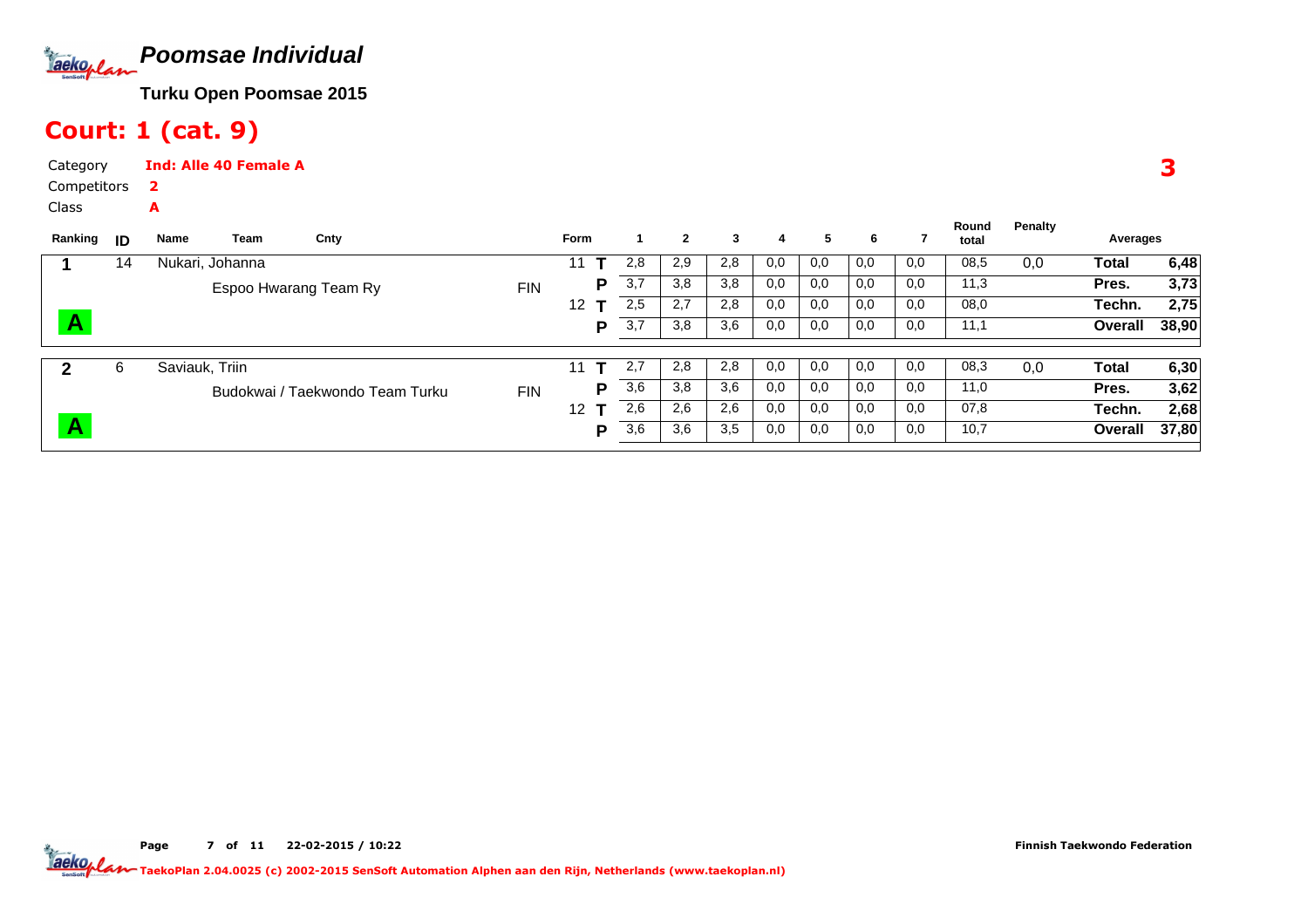# Poomsae Individual

**Turku Open Poomsae 2015**

## Court: 1 (cat. 9)

Category **Ind: Alle 40 Female A**

Competitors **2**

Class **A**

**3**

| Ranking | ID | Name / Team | Cnty | Form | | 1 | 2 | 3 | 4 | 5 | 6 | 7 | Round total | Penalty | Averages | |
|---|---|---|---|---|---|---|---|---|---|---|---|---|---|---|---|---|
| 1 | 14 | Nukari, Johanna | | 11 | T | 2,8 | 2,9 | 2,8 | 0,0 | 0,0 | 0,0 | 0,0 | 08,5 | 0,0 | **Total** | **6,48** |
| | | Espoo Hwarang Team Ry | FIN | | P | 3,7 | 3,8 | 3,8 | 0,0 | 0,0 | 0,0 | 0,0 | 11,3 | | **Pres.** | **3,73** |
| | | | | 12 | T | 2,5 | 2,7 | 2,8 | 0,0 | 0,0 | 0,0 | 0,0 | 08,0 | | **Techn.** | **2,75** |
| A | | | | | P | 3,7 | 3,8 | 3,6 | 0,0 | 0,0 | 0,0 | 0,0 | 11,1 | | **Overall** | **38,90** |
| 2 | 6 | Saviauk, Triin | | 11 | T | 2,7 | 2,8 | 2,8 | 0,0 | 0,0 | 0,0 | 0,0 | 08,3 | 0,0 | **Total** | **6,30** |
| | | Budokwai / Taekwondo Team Turku | FIN | | P | 3,6 | 3,8 | 3,6 | 0,0 | 0,0 | 0,0 | 0,0 | 11,0 | | **Pres.** | **3,62** |
| | | | | 12 | T | 2,6 | 2,6 | 2,6 | 0,0 | 0,0 | 0,0 | 0,0 | 07,8 | | **Techn.** | **2,68** |
| A | | | | | P | 3,6 | 3,6 | 3,5 | 0,0 | 0,0 | 0,0 | 0,0 | 10,7 | | **Overall** | **37,80** |

22-02-2015 / 10:22

Finnish Taekwondo Federation

TaekoPlan 2.04.0025 (c) 2002-2015 SenSoft Automation Alphen aan den Rijn, Netherlands (www.taekoplan.nl)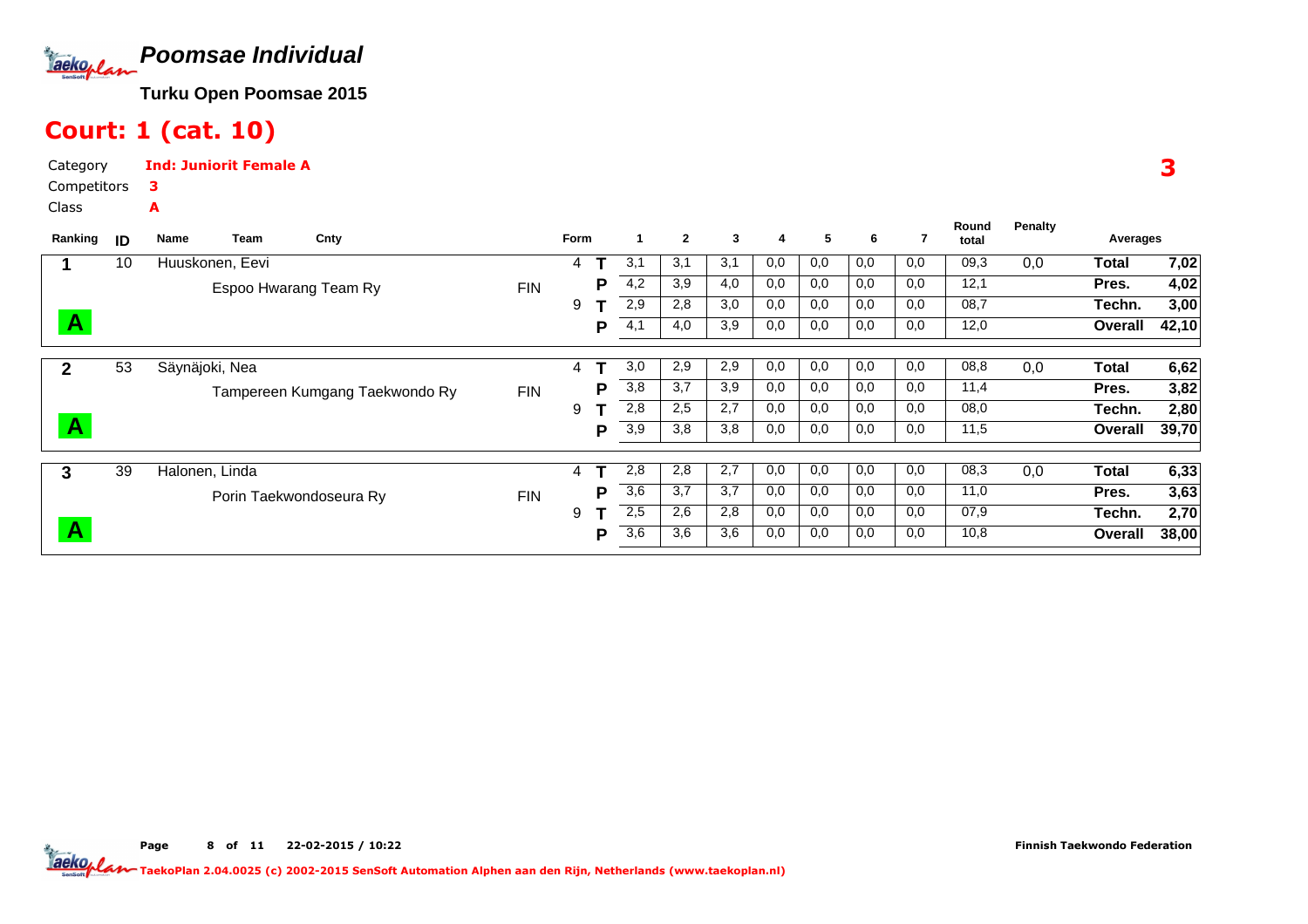# Poomsae Individual

**Turku Open Poomsae 2015**

## Court: 1 (cat. 10)

Category **Ind: Juniorit Female A**

Competitors **3**

Class **A**

**3**

| Ranking | ID | Name / Team | Cnty | Form | | 1 | 2 | 3 | 4 | 5 | 6 | 7 | Round total | Penalty | Averages | |
|---|---|---|---|---|---|---|---|---|---|---|---|---|---|---|---|---|
| 1 | 10 | Huuskonen, Eevi | | 4 | T | 3,1 | 3,1 | 3,1 | 0,0 | 0,0 | 0,0 | 0,0 | 09,3 | 0,0 | Total | 7,02 |
| | | Espoo Hwarang Team Ry | FIN | | P | 4,2 | 3,9 | 4,0 | 0,0 | 0,0 | 0,0 | 0,0 | 12,1 | | Pres. | 4,02 |
| | | | | 9 | T | 2,9 | 2,8 | 3,0 | 0,0 | 0,0 | 0,0 | 0,0 | 08,7 | | Techn. | 3,00 |
| A | | | | | P | 4,1 | 4,0 | 3,9 | 0,0 | 0,0 | 0,0 | 0,0 | 12,0 | | Overall | 42,10 |
| 2 | 53 | Säynäjoki, Nea | | 4 | T | 3,0 | 2,9 | 2,9 | 0,0 | 0,0 | 0,0 | 0,0 | 08,8 | 0,0 | Total | 6,62 |
| | | Tampereen Kumgang Taekwondo Ry | FIN | | P | 3,8 | 3,7 | 3,9 | 0,0 | 0,0 | 0,0 | 0,0 | 11,4 | | Pres. | 3,82 |
| | | | | 9 | T | 2,8 | 2,5 | 2,7 | 0,0 | 0,0 | 0,0 | 0,0 | 08,0 | | Techn. | 2,80 |
| A | | | | | P | 3,9 | 3,8 | 3,8 | 0,0 | 0,0 | 0,0 | 0,0 | 11,5 | | Overall | 39,70 |
| 3 | 39 | Halonen, Linda | | 4 | T | 2,8 | 2,8 | 2,7 | 0,0 | 0,0 | 0,0 | 0,0 | 08,3 | 0,0 | Total | 6,33 |
| | | Porin Taekwondoseura Ry | FIN | | P | 3,6 | 3,7 | 3,7 | 0,0 | 0,0 | 0,0 | 0,0 | 11,0 | | Pres. | 3,63 |
| | | | | 9 | T | 2,5 | 2,6 | 2,8 | 0,0 | 0,0 | 0,0 | 0,0 | 07,9 | | Techn. | 2,70 |
| A | | | | | P | 3,6 | 3,6 | 3,6 | 0,0 | 0,0 | 0,0 | 0,0 | 10,8 | | Overall | 38,00 |

22-02-2015 / 10:22

Finnish Taekwondo Federation

TaekoPlan 2.04.0025 (c) 2002-2015 SenSoft Automation Alphen aan den Rijn, Netherlands (www.taekoplan.nl)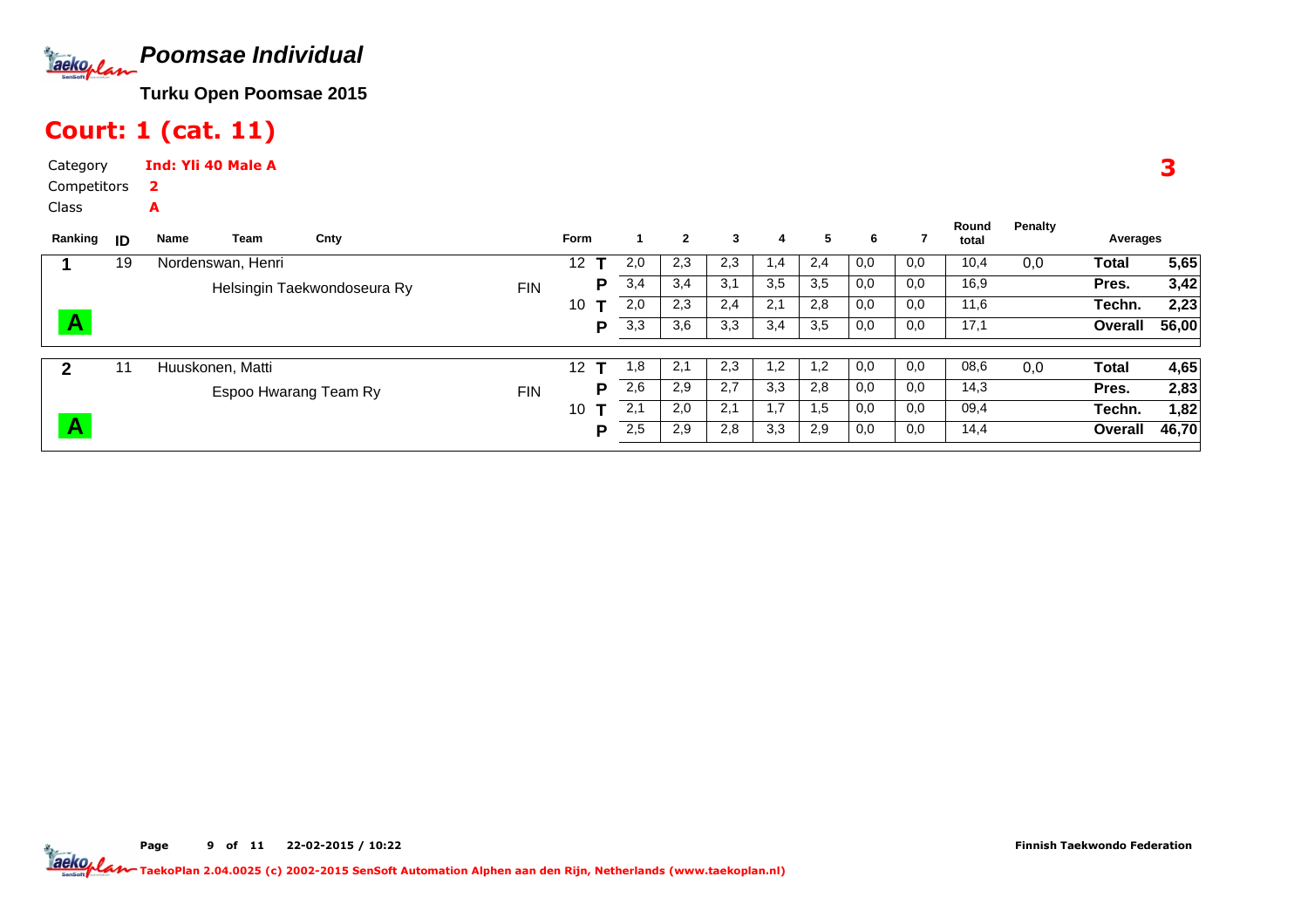# Poomsae Individual

**Turku Open Poomsae 2015**

## Court: 1 (cat. 11)

Category **Ind: Yli 40 Male A**

Competitors **2**

Class **A**

**3**

| Ranking | ID | Name / Team | Cnty | Form | | 1 | 2 | 3 | 4 | 5 | 6 | 7 | Round total | Penalty | Averages | |
|---|---|---|---|---|---|---|---|---|---|---|---|---|---|---|---|---|
| 1 | 19 | Nordenswan, Henri | | 12 | T | 2,0 | 2,3 | 2,3 | 1,4 | 2,4 | 0,0 | 0,0 | 10,4 | 0,0 | Total | 5,65 |
| | | Helsingin Taekwondoseura Ry | FIN | | P | 3,4 | 3,4 | 3,1 | 3,5 | 3,5 | 0,0 | 0,0 | 16,9 | | Pres. | 3,42 |
| | | | | 10 | T | 2,0 | 2,3 | 2,4 | 2,1 | 2,8 | 0,0 | 0,0 | 11,6 | | Techn. | 2,23 |
| A | | | | | P | 3,3 | 3,6 | 3,3 | 3,4 | 3,5 | 0,0 | 0,0 | 17,1 | | Overall | 56,00 |
| 2 | 11 | Huuskonen, Matti | | 12 | T | 1,8 | 2,1 | 2,3 | 1,2 | 1,2 | 0,0 | 0,0 | 08,6 | 0,0 | Total | 4,65 |
| | | Espoo Hwarang Team Ry | FIN | | P | 2,6 | 2,9 | 2,7 | 3,3 | 2,8 | 0,0 | 0,0 | 14,3 | | Pres. | 2,83 |
| | | | | 10 | T | 2,1 | 2,0 | 2,1 | 1,7 | 1,5 | 0,0 | 0,0 | 09,4 | | Techn. | 1,82 |
| A | | | | | P | 2,5 | 2,9 | 2,8 | 3,3 | 2,9 | 0,0 | 0,0 | 14,4 | | Overall | 46,70 |

Finnish Taekwondo Federation

TaekoPlan 2.04.0025 (c) 2002-2015 SenSoft Automation Alphen aan den Rijn, Netherlands (www.taekoplan.nl)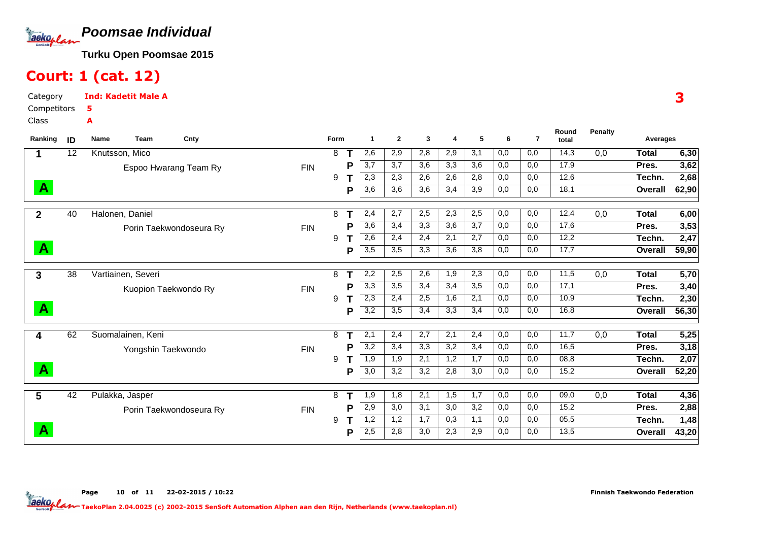# Poomsae Individual

**Turku Open Poomsae 2015**

## Court: 1 (cat. 12)

Category **Ind: Kadetit Male A**

Competitors **5**

Class **A**

**3**

| Ranking | ID | Name / Team | Cnty | Form | | 1 | 2 | 3 | 4 | 5 | 6 | 7 | Round total | Penalty | Averages | |
|---|---|---|---|---|---|---|---|---|---|---|---|---|---|---|---|---|
| 1 | 12 | Knutsson, Mico | | 8 | T | 2,6 | 2,9 | 2,8 | 2,9 | 3,1 | 0,0 | 0,0 | 14,3 | 0,0 | Total | 6,30 |
| | | Espoo Hwarang Team Ry | FIN | | P | 3,7 | 3,7 | 3,6 | 3,3 | 3,6 | 0,0 | 0,0 | 17,9 | | Pres. | 3,62 |
| | | | | 9 | T | 2,3 | 2,3 | 2,6 | 2,6 | 2,8 | 0,0 | 0,0 | 12,6 | | Techn. | 2,68 |
| A | | | | | P | 3,6 | 3,6 | 3,6 | 3,4 | 3,9 | 0,0 | 0,0 | 18,1 | | Overall | 62,90 |
| 2 | 40 | Halonen, Daniel | | 8 | T | 2,4 | 2,7 | 2,5 | 2,3 | 2,5 | 0,0 | 0,0 | 12,4 | 0,0 | Total | 6,00 |
| | | Porin Taekwondoseura Ry | FIN | | P | 3,6 | 3,4 | 3,3 | 3,6 | 3,7 | 0,0 | 0,0 | 17,6 | | Pres. | 3,53 |
| | | | | 9 | T | 2,6 | 2,4 | 2,4 | 2,1 | 2,7 | 0,0 | 0,0 | 12,2 | | Techn. | 2,47 |
| A | | | | | P | 3,5 | 3,5 | 3,3 | 3,6 | 3,8 | 0,0 | 0,0 | 17,7 | | Overall | 59,90 |
| 3 | 38 | Vartiainen, Severi | | 8 | T | 2,2 | 2,5 | 2,6 | 1,9 | 2,3 | 0,0 | 0,0 | 11,5 | 0,0 | Total | 5,70 |
| | | Kuopion Taekwondo Ry | FIN | | P | 3,3 | 3,5 | 3,4 | 3,4 | 3,5 | 0,0 | 0,0 | 17,1 | | Pres. | 3,40 |
| | | | | 9 | T | 2,3 | 2,4 | 2,5 | 1,6 | 2,1 | 0,0 | 0,0 | 10,9 | | Techn. | 2,30 |
| A | | | | | P | 3,2 | 3,5 | 3,4 | 3,3 | 3,4 | 0,0 | 0,0 | 16,8 | | Overall | 56,30 |
| 4 | 62 | Suomalainen, Keni | | 8 | T | 2,1 | 2,4 | 2,7 | 2,1 | 2,4 | 0,0 | 0,0 | 11,7 | 0,0 | Total | 5,25 |
| | | Yongshin Taekwondo | FIN | | P | 3,2 | 3,4 | 3,3 | 3,2 | 3,4 | 0,0 | 0,0 | 16,5 | | Pres. | 3,18 |
| | | | | 9 | T | 1,9 | 1,9 | 2,1 | 1,2 | 1,7 | 0,0 | 0,0 | 08,8 | | Techn. | 2,07 |
| A | | | | | P | 3,0 | 3,2 | 3,2 | 2,8 | 3,0 | 0,0 | 0,0 | 15,2 | | Overall | 52,20 |
| 5 | 42 | Pulakka, Jasper | | 8 | T | 1,9 | 1,8 | 2,1 | 1,5 | 1,7 | 0,0 | 0,0 | 09,0 | 0,0 | Total | 4,36 |
| | | Porin Taekwondoseura Ry | FIN | | P | 2,9 | 3,0 | 3,1 | 3,0 | 3,2 | 0,0 | 0,0 | 15,2 | | Pres. | 2,88 |
| | | | | 9 | T | 1,2 | 1,2 | 1,7 | 0,3 | 1,1 | 0,0 | 0,0 | 05,5 | | Techn. | 1,48 |
| A | | | | | P | 2,5 | 2,8 | 3,0 | 2,3 | 2,9 | 0,0 | 0,0 | 13,5 | | Overall | 43,20 |

22-02-2015 / 10:22

Finnish Taekwondo Federation

TaekoPlan 2.04.0025 (c) 2002-2015 SenSoft Automation Alphen aan den Rijn, Netherlands (www.taekoplan.nl)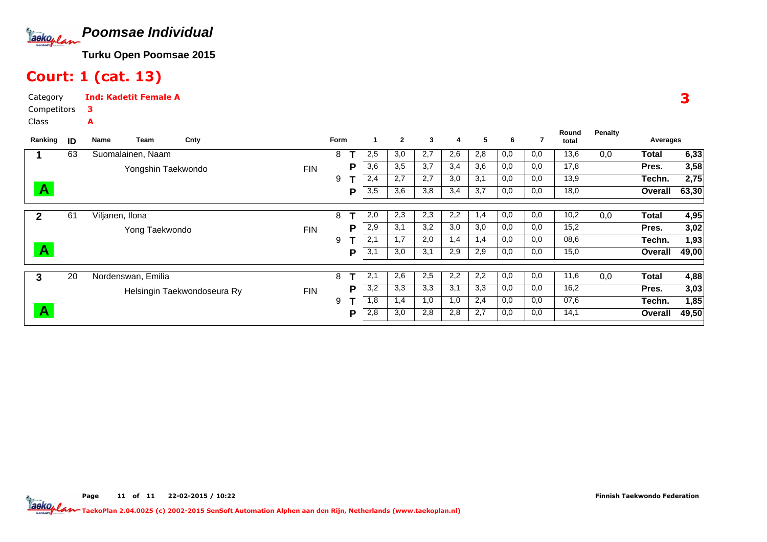# Poomsae Individual

**Turku Open Poomsae 2015**

## Court: 1 (cat. 13)

Category **Ind: Kadetit Female A**
Competitors **3**
Class **A**

**3**

| Ranking | ID | Name / Team | Cnty | Form | | 1 | 2 | 3 | 4 | 5 | 6 | 7 | Round total | Penalty | Averages | |
|---|---|---|---|---|---|---|---|---|---|---|---|---|---|---|---|---|
| 1 | 63 | Suomalainen, Naam | | 8 | T | 2,5 | 3,0 | 2,7 | 2,6 | 2,8 | 0,0 | 0,0 | 13,6 | 0,0 | Total | 6,33 |
| | | Yongshin Taekwondo | FIN | | P | 3,6 | 3,5 | 3,7 | 3,4 | 3,6 | 0,0 | 0,0 | 17,8 | | Pres. | 3,58 |
| | | | | 9 | T | 2,4 | 2,7 | 2,7 | 3,0 | 3,1 | 0,0 | 0,0 | 13,9 | | Techn. | 2,75 |
| A | | | | | P | 3,5 | 3,6 | 3,8 | 3,4 | 3,7 | 0,0 | 0,0 | 18,0 | | Overall | 63,30 |
| 2 | 61 | Viljanen, Ilona | | 8 | T | 2,0 | 2,3 | 2,3 | 2,2 | 1,4 | 0,0 | 0,0 | 10,2 | 0,0 | Total | 4,95 |
| | | Yong Taekwondo | FIN | | P | 2,9 | 3,1 | 3,2 | 3,0 | 3,0 | 0,0 | 0,0 | 15,2 | | Pres. | 3,02 |
| | | | | 9 | T | 2,1 | 1,7 | 2,0 | 1,4 | 1,4 | 0,0 | 0,0 | 08,6 | | Techn. | 1,93 |
| A | | | | | P | 3,1 | 3,0 | 3,1 | 2,9 | 2,9 | 0,0 | 0,0 | 15,0 | | Overall | 49,00 |
| 3 | 20 | Nordenswan, Emilia | | 8 | T | 2,1 | 2,6 | 2,5 | 2,2 | 2,2 | 0,0 | 0,0 | 11,6 | 0,0 | Total | 4,88 |
| | | Helsingin Taekwondoseura Ry | FIN | | P | 3,2 | 3,3 | 3,3 | 3,1 | 3,3 | 0,0 | 0,0 | 16,2 | | Pres. | 3,03 |
| | | | | 9 | T | 1,8 | 1,4 | 1,0 | 1,0 | 2,4 | 0,0 | 0,0 | 07,6 | | Techn. | 1,85 |
| A | | | | | P | 2,8 | 3,0 | 2,8 | 2,8 | 2,7 | 0,0 | 0,0 | 14,1 | | Overall | 49,50 |

Page 11 of 11 22-02-2015 / 10:22

Finnish Taekwondo Federation

TaekoPlan 2.04.0025 (c) 2002-2015 SenSoft Automation Alphen aan den Rijn, Netherlands (www.taekoplan.nl)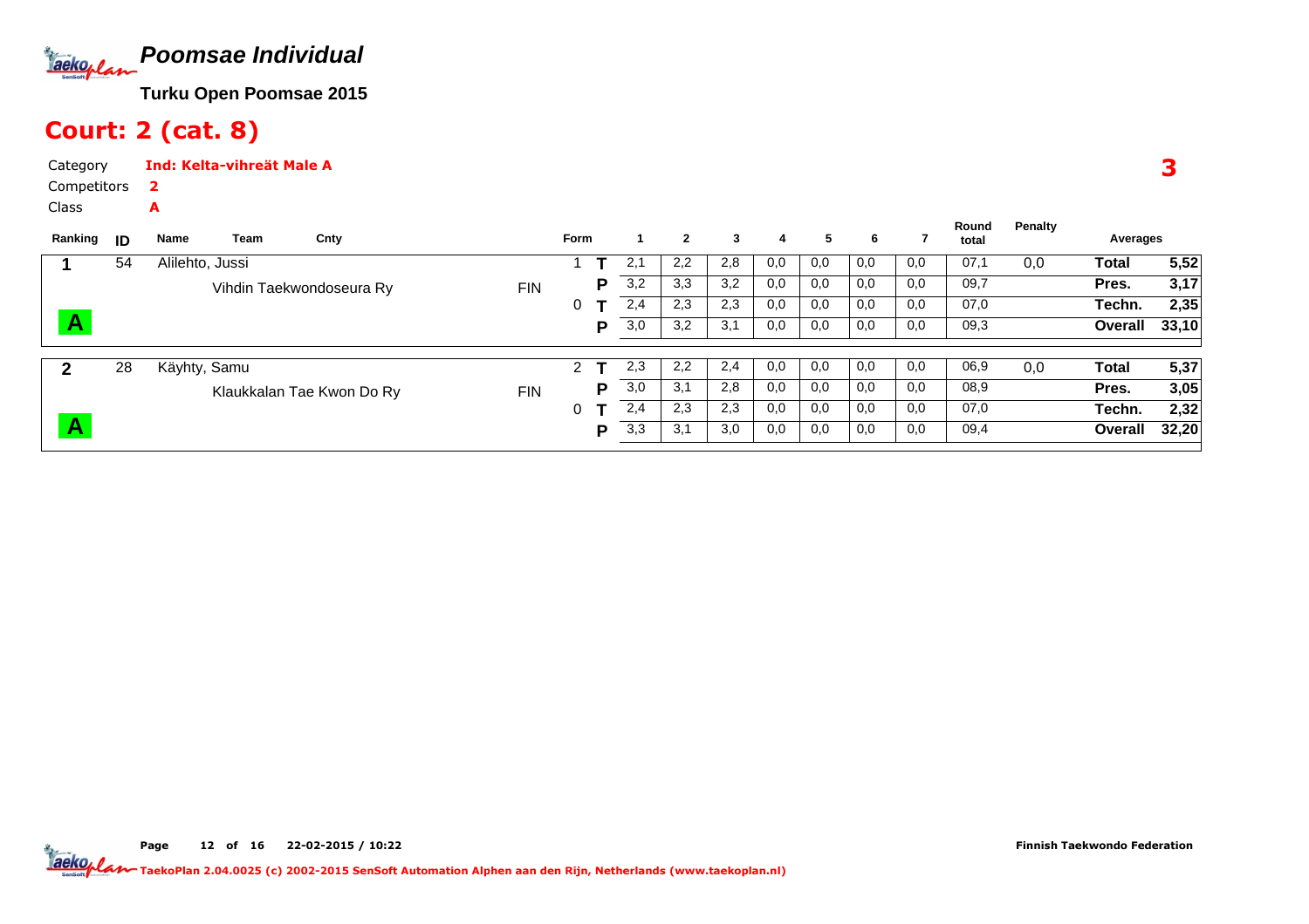# Poomsae Individual

**Turku Open Poomsae 2015**

## Court: 2 (cat. 8)

Category **Ind: Kelta-vihreät Male A**

Competitors **2**

Class **A**

**3**

| Ranking | ID | Name | Team | Cnty | Form | | 1 | 2 | 3 | 4 | 5 | 6 | 7 | Round total | Penalty | Averages | |
|---|---|---|---|---|---|---|---|---|---|---|---|---|---|---|---|---|---|
| 1 | 54 | Alilehto, Jussi | | | 1 | T | 2,1 | 2,2 | 2,8 | 0,0 | 0,0 | 0,0 | 0,0 | 07,1 | 0,0 | Total | 5,52 |
| | | | Vihdin Taekwondoseura Ry | FIN | | P | 3,2 | 3,3 | 3,2 | 0,0 | 0,0 | 0,0 | 0,0 | 09,7 | | Pres. | 3,17 |
| | | | | | 0 | T | 2,4 | 2,3 | 2,3 | 0,0 | 0,0 | 0,0 | 0,0 | 07,0 | | Techn. | 2,35 |
| A | | | | | | P | 3,0 | 3,2 | 3,1 | 0,0 | 0,0 | 0,0 | 0,0 | 09,3 | | Overall | 33,10 |
| 2 | 28 | Käyhty, Samu | | | 2 | T | 2,3 | 2,2 | 2,4 | 0,0 | 0,0 | 0,0 | 0,0 | 06,9 | 0,0 | Total | 5,37 |
| | | | Klaukkalan Tae Kwon Do Ry | FIN | | P | 3,0 | 3,1 | 2,8 | 0,0 | 0,0 | 0,0 | 0,0 | 08,9 | | Pres. | 3,05 |
| | | | | | 0 | T | 2,4 | 2,3 | 2,3 | 0,0 | 0,0 | 0,0 | 0,0 | 07,0 | | Techn. | 2,32 |
| A | | | | | | P | 3,3 | 3,1 | 3,0 | 0,0 | 0,0 | 0,0 | 0,0 | 09,4 | | Overall | 32,20 |

22-02-2015 / 10:22

Finnish Taekwondo Federation

TaekoPlan 2.04.0025 (c) 2002-2015 SenSoft Automation Alphen aan den Rijn, Netherlands (www.taekoplan.nl)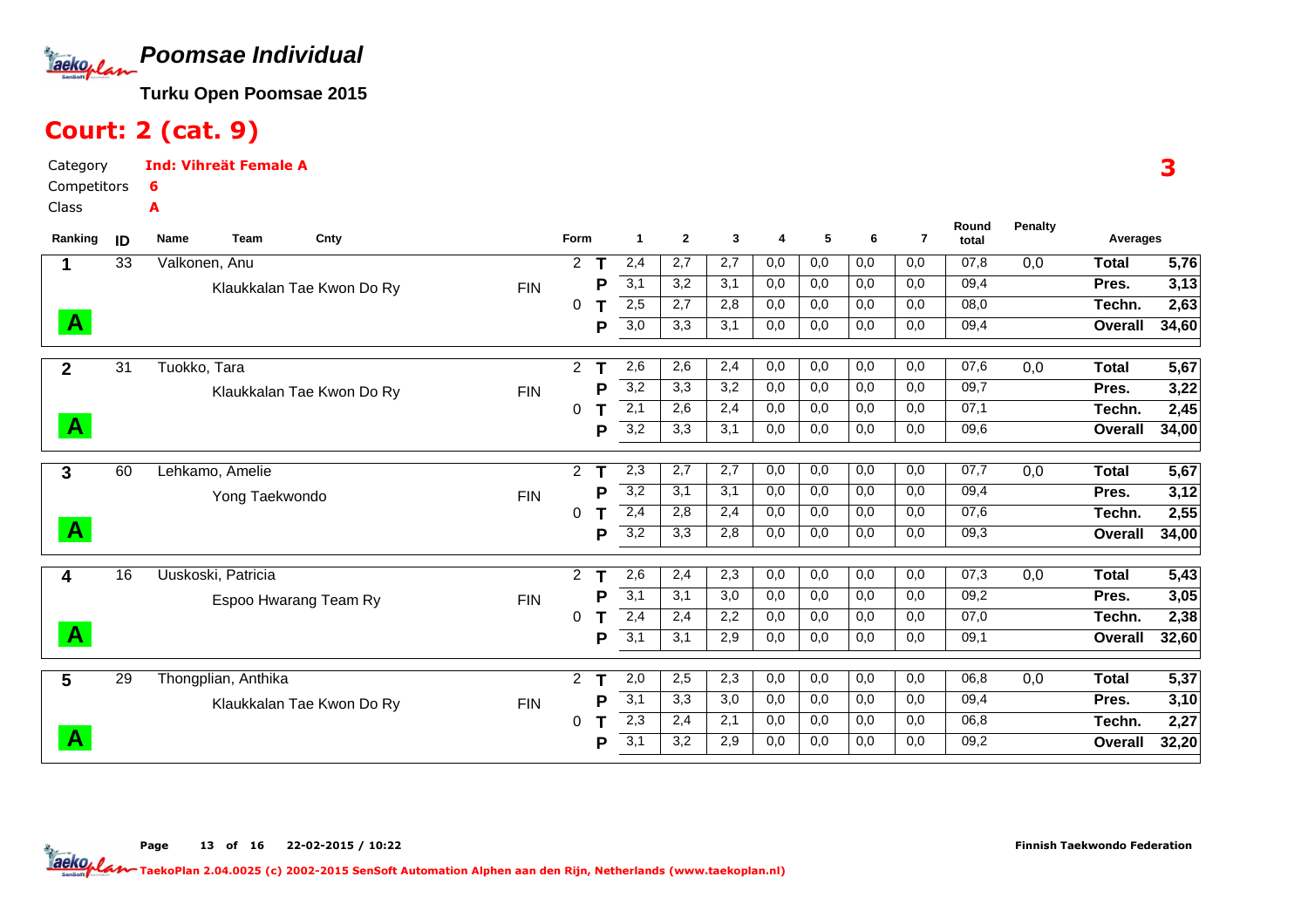# Poomsae Individual

**Turku Open Poomsae 2015**

## Court: 2 (cat. 9)

Category: **Ind: Vihreät Female A**
Competitors: **6**
Class: **A**

**3**

| Ranking | ID | Name / Team | Cnty | Form | | 1 | 2 | 3 | 4 | 5 | 6 | 7 | Round total | Penalty | Averages | |
|---|---|---|---|---|---|---|---|---|---|---|---|---|---|---|---|---|
| 1 | 33 | Valkonen, Anu | | 2 | T | 2,4 | 2,7 | 2,7 | 0,0 | 0,0 | 0,0 | 0,0 | 07,8 | 0,0 | Total | 5,76 |
| | | Klaukkalan Tae Kwon Do Ry | FIN | | P | 3,1 | 3,2 | 3,1 | 0,0 | 0,0 | 0,0 | 0,0 | 09,4 | | Pres. | 3,13 |
| | | | | 0 | T | 2,5 | 2,7 | 2,8 | 0,0 | 0,0 | 0,0 | 0,0 | 08,0 | | Techn. | 2,63 |
| A | | | | | P | 3,0 | 3,3 | 3,1 | 0,0 | 0,0 | 0,0 | 0,0 | 09,4 | | Overall | 34,60 |
| 2 | 31 | Tuokko, Tara | | 2 | T | 2,6 | 2,6 | 2,4 | 0,0 | 0,0 | 0,0 | 0,0 | 07,6 | 0,0 | Total | 5,67 |
| | | Klaukkalan Tae Kwon Do Ry | FIN | | P | 3,2 | 3,3 | 3,2 | 0,0 | 0,0 | 0,0 | 0,0 | 09,7 | | Pres. | 3,22 |
| | | | | 0 | T | 2,1 | 2,6 | 2,4 | 0,0 | 0,0 | 0,0 | 0,0 | 07,1 | | Techn. | 2,45 |
| A | | | | | P | 3,2 | 3,3 | 3,1 | 0,0 | 0,0 | 0,0 | 0,0 | 09,6 | | Overall | 34,00 |
| 3 | 60 | Lehkamo, Amelie | | 2 | T | 2,3 | 2,7 | 2,7 | 0,0 | 0,0 | 0,0 | 0,0 | 07,7 | 0,0 | Total | 5,67 |
| | | Yong Taekwondo | FIN | | P | 3,2 | 3,1 | 3,1 | 0,0 | 0,0 | 0,0 | 0,0 | 09,4 | | Pres. | 3,12 |
| | | | | 0 | T | 2,4 | 2,8 | 2,4 | 0,0 | 0,0 | 0,0 | 0,0 | 07,6 | | Techn. | 2,55 |
| A | | | | | P | 3,2 | 3,3 | 2,8 | 0,0 | 0,0 | 0,0 | 0,0 | 09,3 | | Overall | 34,00 |
| 4 | 16 | Uuskoski, Patricia | | 2 | T | 2,6 | 2,4 | 2,3 | 0,0 | 0,0 | 0,0 | 0,0 | 07,3 | 0,0 | Total | 5,43 |
| | | Espoo Hwarang Team Ry | FIN | | P | 3,1 | 3,1 | 3,0 | 0,0 | 0,0 | 0,0 | 0,0 | 09,2 | | Pres. | 3,05 |
| | | | | 0 | T | 2,4 | 2,4 | 2,2 | 0,0 | 0,0 | 0,0 | 0,0 | 07,0 | | Techn. | 2,38 |
| A | | | | | P | 3,1 | 3,1 | 2,9 | 0,0 | 0,0 | 0,0 | 0,0 | 09,1 | | Overall | 32,60 |
| 5 | 29 | Thongplian, Anthika | | 2 | T | 2,0 | 2,5 | 2,3 | 0,0 | 0,0 | 0,0 | 0,0 | 06,8 | 0,0 | Total | 5,37 |
| | | Klaukkalan Tae Kwon Do Ry | FIN | | P | 3,1 | 3,3 | 3,0 | 0,0 | 0,0 | 0,0 | 0,0 | 09,4 | | Pres. | 3,10 |
| | | | | 0 | T | 2,3 | 2,4 | 2,1 | 0,0 | 0,0 | 0,0 | 0,0 | 06,8 | | Techn. | 2,27 |
| A | | | | | P | 3,1 | 3,2 | 2,9 | 0,0 | 0,0 | 0,0 | 0,0 | 09,2 | | Overall | 32,20 |

Finnish Taekwondo Federation

TaekoPlan 2.04.0025 (c) 2002-2015 SenSoft Automation Alphen aan den Rijn, Netherlands (www.taekoplan.nl)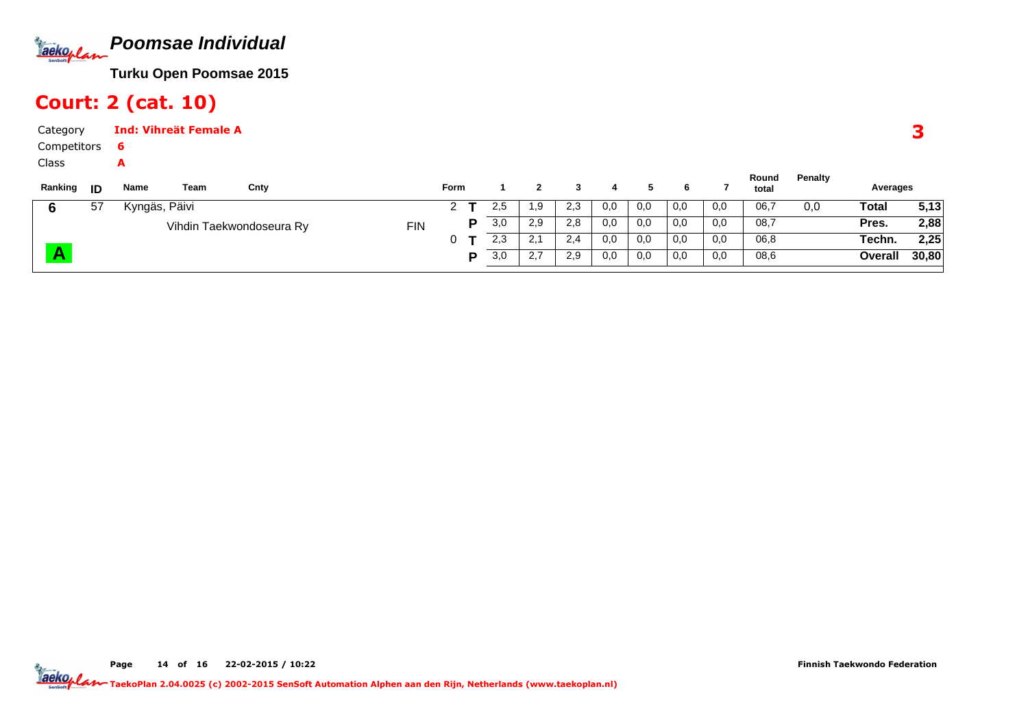# Poomsae Individual

**Turku Open Poomsae 2015**

## Court: 2 (cat. 10)

Category **Ind: Vihreät Female A**

Competitors **6**

Class **A**

**3**

| Ranking | ID | Name | Team | Cnty | Form | | 1 | 2 | 3 | 4 | 5 | 6 | 7 | Round total | Penalty | Averages | |
|---|---|---|---|---|---|---|---|---|---|---|---|---|---|---|---|---|---|
| 6 | 57 | Kyngäs, Päivi | | | 2 | T | 2,5 | 1,9 | 2,3 | 0,0 | 0,0 | 0,0 | 0,0 | 06,7 | 0,0 | Total | 5,13 |
| | | | Vihdin Taekwondoseura Ry | FIN | | P | 3,0 | 2,9 | 2,8 | 0,0 | 0,0 | 0,0 | 0,0 | 08,7 | | Pres. | 2,88 |
| | | | | | 0 | T | 2,3 | 2,1 | 2,4 | 0,0 | 0,0 | 0,0 | 0,0 | 06,8 | | Techn. | 2,25 |
| A | | | | | | P | 3,0 | 2,7 | 2,9 | 0,0 | 0,0 | 0,0 | 0,0 | 08,6 | | Overall | 30,80 |

Finnish Taekwondo Federation

TaekoPlan 2.04.0025 (c) 2002-2015 SenSoft Automation Alphen aan den Rijn, Netherlands (www.taekoplan.nl)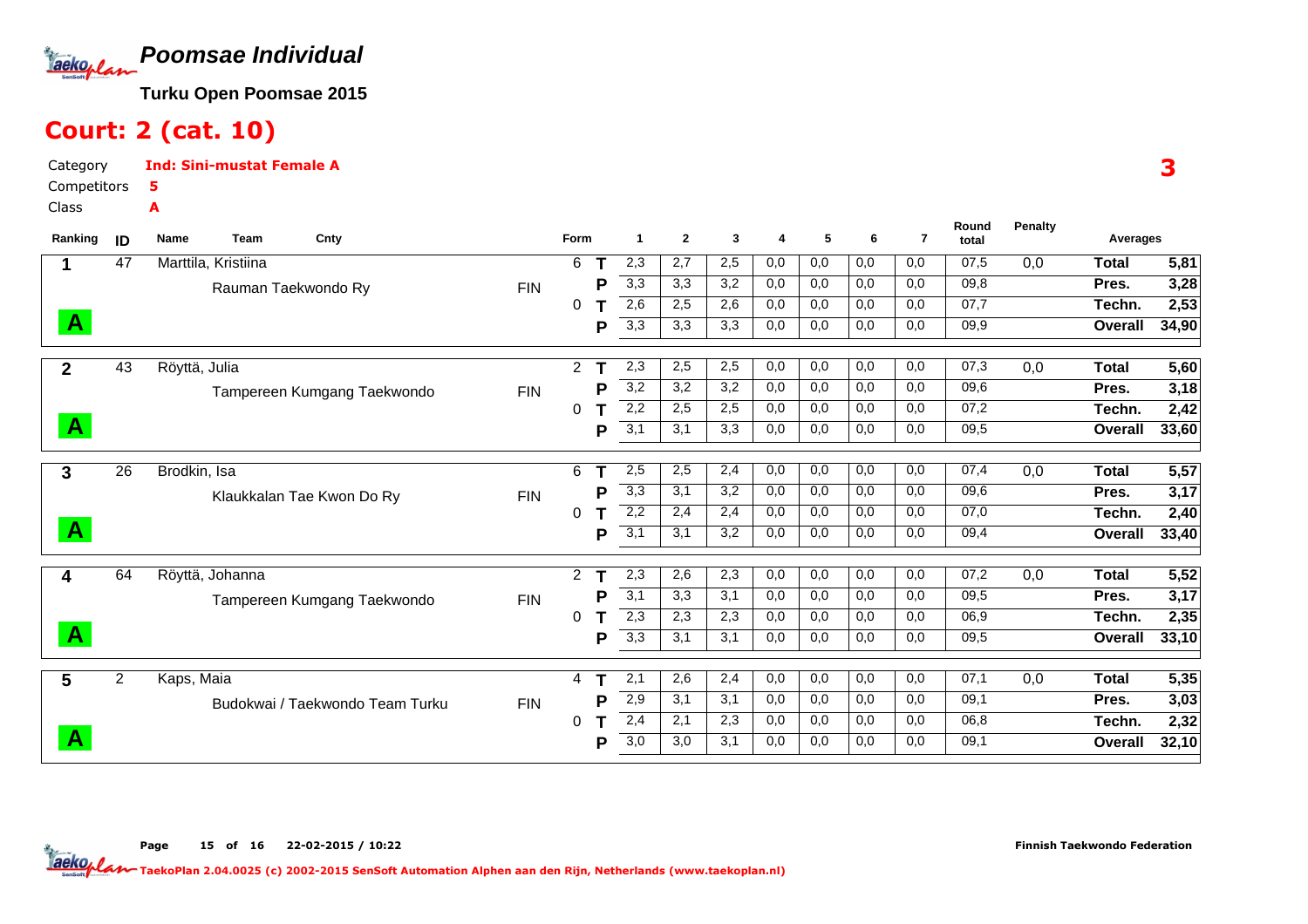# Poomsae Individual

**Turku Open Poomsae 2015**

## Court: 2 (cat. 10)

Category **Ind: Sini-mustat Female A**
Competitors **5**
Class **A**

**3**

| Ranking | ID | Name | Team | Cnty | Form | | 1 | 2 | 3 | 4 | 5 | 6 | 7 | Round total | Penalty | Averages | |
|---|---|---|---|---|---|---|---|---|---|---|---|---|---|---|---|---|---|
| 1 | 47 | Marttila, Kristiina | | | 6 | T | 2,3 | 2,7 | 2,5 | 0,0 | 0,0 | 0,0 | 0,0 | 07,5 | 0,0 | Total | 5,81 |
| | | | Rauman Taekwondo Ry | FIN | | P | 3,3 | 3,3 | 3,2 | 0,0 | 0,0 | 0,0 | 0,0 | 09,8 | | Pres. | 3,28 |
| | | | | | 0 | T | 2,6 | 2,5 | 2,6 | 0,0 | 0,0 | 0,0 | 0,0 | 07,7 | | Techn. | 2,53 |
| A | | | | | | P | 3,3 | 3,3 | 3,3 | 0,0 | 0,0 | 0,0 | 0,0 | 09,9 | | Overall | 34,90 |
| 2 | 43 | Röyttä, Julia | | | 2 | T | 2,3 | 2,5 | 2,5 | 0,0 | 0,0 | 0,0 | 0,0 | 07,3 | 0,0 | Total | 5,60 |
| | | | Tampereen Kumgang Taekwondo | FIN | | P | 3,2 | 3,2 | 3,2 | 0,0 | 0,0 | 0,0 | 0,0 | 09,6 | | Pres. | 3,18 |
| | | | | | 0 | T | 2,2 | 2,5 | 2,5 | 0,0 | 0,0 | 0,0 | 0,0 | 07,2 | | Techn. | 2,42 |
| A | | | | | | P | 3,1 | 3,1 | 3,3 | 0,0 | 0,0 | 0,0 | 0,0 | 09,5 | | Overall | 33,60 |
| 3 | 26 | Brodkin, Isa | | | 6 | T | 2,5 | 2,5 | 2,4 | 0,0 | 0,0 | 0,0 | 0,0 | 07,4 | 0,0 | Total | 5,57 |
| | | | Klaukkalan Tae Kwon Do Ry | FIN | | P | 3,3 | 3,1 | 3,2 | 0,0 | 0,0 | 0,0 | 0,0 | 09,6 | | Pres. | 3,17 |
| | | | | | 0 | T | 2,2 | 2,4 | 2,4 | 0,0 | 0,0 | 0,0 | 0,0 | 07,0 | | Techn. | 2,40 |
| A | | | | | | P | 3,1 | 3,1 | 3,2 | 0,0 | 0,0 | 0,0 | 0,0 | 09,4 | | Overall | 33,40 |
| 4 | 64 | Röyttä, Johanna | | | 2 | T | 2,3 | 2,6 | 2,3 | 0,0 | 0,0 | 0,0 | 0,0 | 07,2 | 0,0 | Total | 5,52 |
| | | | Tampereen Kumgang Taekwondo | FIN | | P | 3,1 | 3,3 | 3,1 | 0,0 | 0,0 | 0,0 | 0,0 | 09,5 | | Pres. | 3,17 |
| | | | | | 0 | T | 2,3 | 2,3 | 2,3 | 0,0 | 0,0 | 0,0 | 0,0 | 06,9 | | Techn. | 2,35 |
| A | | | | | | P | 3,3 | 3,1 | 3,1 | 0,0 | 0,0 | 0,0 | 0,0 | 09,5 | | Overall | 33,10 |
| 5 | 2 | Kaps, Maia | | | 4 | T | 2,1 | 2,6 | 2,4 | 0,0 | 0,0 | 0,0 | 0,0 | 07,1 | 0,0 | Total | 5,35 |
| | | | Budokwai / Taekwondo Team Turku | FIN | | P | 2,9 | 3,1 | 3,1 | 0,0 | 0,0 | 0,0 | 0,0 | 09,1 | | Pres. | 3,03 |
| | | | | | 0 | T | 2,4 | 2,1 | 2,3 | 0,0 | 0,0 | 0,0 | 0,0 | 06,8 | | Techn. | 2,32 |
| A | | | | | | P | 3,0 | 3,0 | 3,1 | 0,0 | 0,0 | 0,0 | 0,0 | 09,1 | | Overall | 32,10 |

22-02-2015 / 10:22

Finnish Taekwondo Federation

TaekoPlan 2.04.0025 (c) 2002-2015 SenSoft Automation Alphen aan den Rijn, Netherlands (www.taekoplan.nl)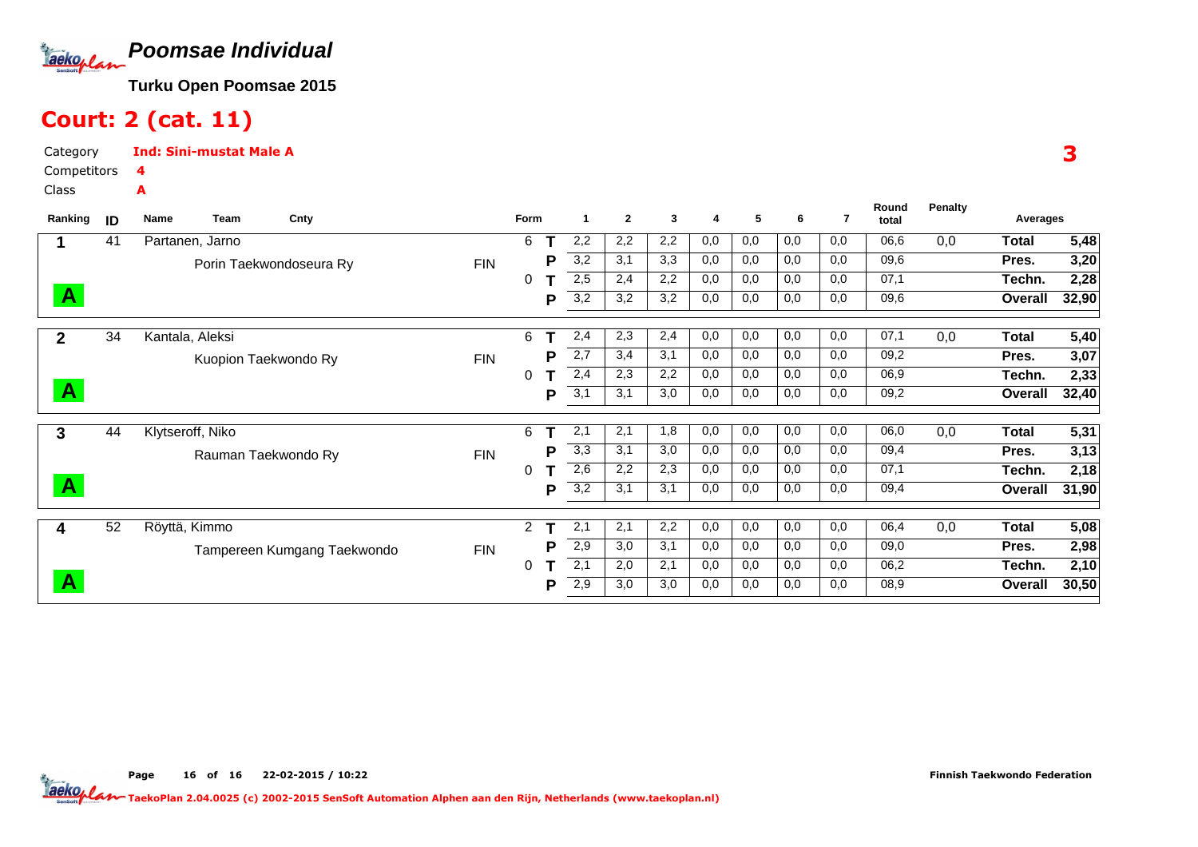# Poomsae Individual

**Turku Open Poomsae 2015**

## Court: 2 (cat. 11)

Category **Ind: Sini-mustat Male A**

Competitors **4**

Class **A**

**3**

| Ranking | ID | Name / Team | Cnty | Form | | 1 | 2 | 3 | 4 | 5 | 6 | 7 | Round total | Penalty | Averages | |
|---|---|---|---|---|---|---|---|---|---|---|---|---|---|---|---|---|
| 1 | 41 | Partanen, Jarno | | 6 | T | 2,2 | 2,2 | 2,2 | 0,0 | 0,0 | 0,0 | 0,0 | 06,6 | 0,0 | **Total** | **5,48** |
| | | Porin Taekwondoseura Ry | FIN | | P | 3,2 | 3,1 | 3,3 | 0,0 | 0,0 | 0,0 | 0,0 | 09,6 | | **Pres.** | **3,20** |
| | | | | 0 | T | 2,5 | 2,4 | 2,2 | 0,0 | 0,0 | 0,0 | 0,0 | 07,1 | | **Techn.** | **2,28** |
| A | | | | | P | 3,2 | 3,2 | 3,2 | 0,0 | 0,0 | 0,0 | 0,0 | 09,6 | | **Overall** | **32,90** |
| 2 | 34 | Kantala, Aleksi | | 6 | T | 2,4 | 2,3 | 2,4 | 0,0 | 0,0 | 0,0 | 0,0 | 07,1 | 0,0 | **Total** | **5,40** |
| | | Kuopion Taekwondo Ry | FIN | | P | 2,7 | 3,4 | 3,1 | 0,0 | 0,0 | 0,0 | 0,0 | 09,2 | | **Pres.** | **3,07** |
| | | | | 0 | T | 2,4 | 2,3 | 2,2 | 0,0 | 0,0 | 0,0 | 0,0 | 06,9 | | **Techn.** | **2,33** |
| A | | | | | P | 3,1 | 3,1 | 3,0 | 0,0 | 0,0 | 0,0 | 0,0 | 09,2 | | **Overall** | **32,40** |
| 3 | 44 | Klytseroff, Niko | | 6 | T | 2,1 | 2,1 | 1,8 | 0,0 | 0,0 | 0,0 | 0,0 | 06,0 | 0,0 | **Total** | **5,31** |
| | | Rauman Taekwondo Ry | FIN | | P | 3,3 | 3,1 | 3,0 | 0,0 | 0,0 | 0,0 | 0,0 | 09,4 | | **Pres.** | **3,13** |
| | | | | 0 | T | 2,6 | 2,2 | 2,3 | 0,0 | 0,0 | 0,0 | 0,0 | 07,1 | | **Techn.** | **2,18** |
| A | | | | | P | 3,2 | 3,1 | 3,1 | 0,0 | 0,0 | 0,0 | 0,0 | 09,4 | | **Overall** | **31,90** |
| 4 | 52 | Röyttä, Kimmo | | 2 | T | 2,1 | 2,1 | 2,2 | 0,0 | 0,0 | 0,0 | 0,0 | 06,4 | 0,0 | **Total** | **5,08** |
| | | Tampereen Kumgang Taekwondo | FIN | | P | 2,9 | 3,0 | 3,1 | 0,0 | 0,0 | 0,0 | 0,0 | 09,0 | | **Pres.** | **2,98** |
| | | | | 0 | T | 2,1 | 2,0 | 2,1 | 0,0 | 0,0 | 0,0 | 0,0 | 06,2 | | **Techn.** | **2,10** |
| A | | | | | P | 2,9 | 3,0 | 3,0 | 0,0 | 0,0 | 0,0 | 0,0 | 08,9 | | **Overall** | **30,50** |

22-02-2015 / 10:22

Finnish Taekwondo Federation

TaekoPlan 2.04.0025 (c) 2002-2015 SenSoft Automation Alphen aan den Rijn, Netherlands (www.taekoplan.nl)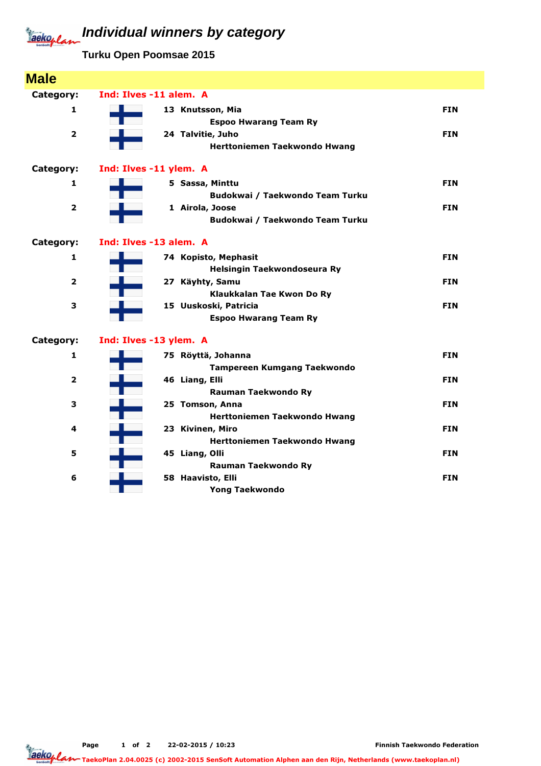# Individual winners by category

## Turku Open Poomsae 2015

### Male

**Category:** Ind: Ilves -11 alem. A

| Place | No. | Name | Club | Country |
|---|---|---|---|---|
| 1 | 13 | Knutsson, Mia | Espoo Hwarang Team Ry | FIN |
| 2 | 24 | Talvitie, Juho | Herttoniemen Taekwondo Hwang | FIN |

**Category:** Ind: Ilves -11 ylem. A

| Place | No. | Name | Club | Country |
|---|---|---|---|---|
| 1 | 5 | Sassa, Minttu | Budokwai / Taekwondo Team Turku | FIN |
| 2 | 1 | Airola, Joose | Budokwai / Taekwondo Team Turku | FIN |

**Category:** Ind: Ilves -13 alem. A

| Place | No. | Name | Club | Country |
|---|---|---|---|---|
| 1 | 74 | Kopisto, Mephasit | Helsingin Taekwondoseura Ry | FIN |
| 2 | 27 | Käyhty, Samu | Klaukkalan Tae Kwon Do Ry | FIN |
| 3 | 15 | Uuskoski, Patricia | Espoo Hwarang Team Ry | FIN |

**Category:** Ind: Ilves -13 ylem. A

| Place | No. | Name | Club | Country |
|---|---|---|---|---|
| 1 | 75 | Röyttä, Johanna | Tampereen Kumgang Taekwondo | FIN |
| 2 | 46 | Liang, Elli | Rauman Taekwondo Ry | FIN |
| 3 | 25 | Tomson, Anna | Herttoniemen Taekwondo Hwang | FIN |
| 4 | 23 | Kivinen, Miro | Herttoniemen Taekwondo Hwang | FIN |
| 5 | 45 | Liang, Olli | Rauman Taekwondo Ry | FIN |
| 6 | 58 | Haavisto, Elli | Yong Taekwondo | FIN |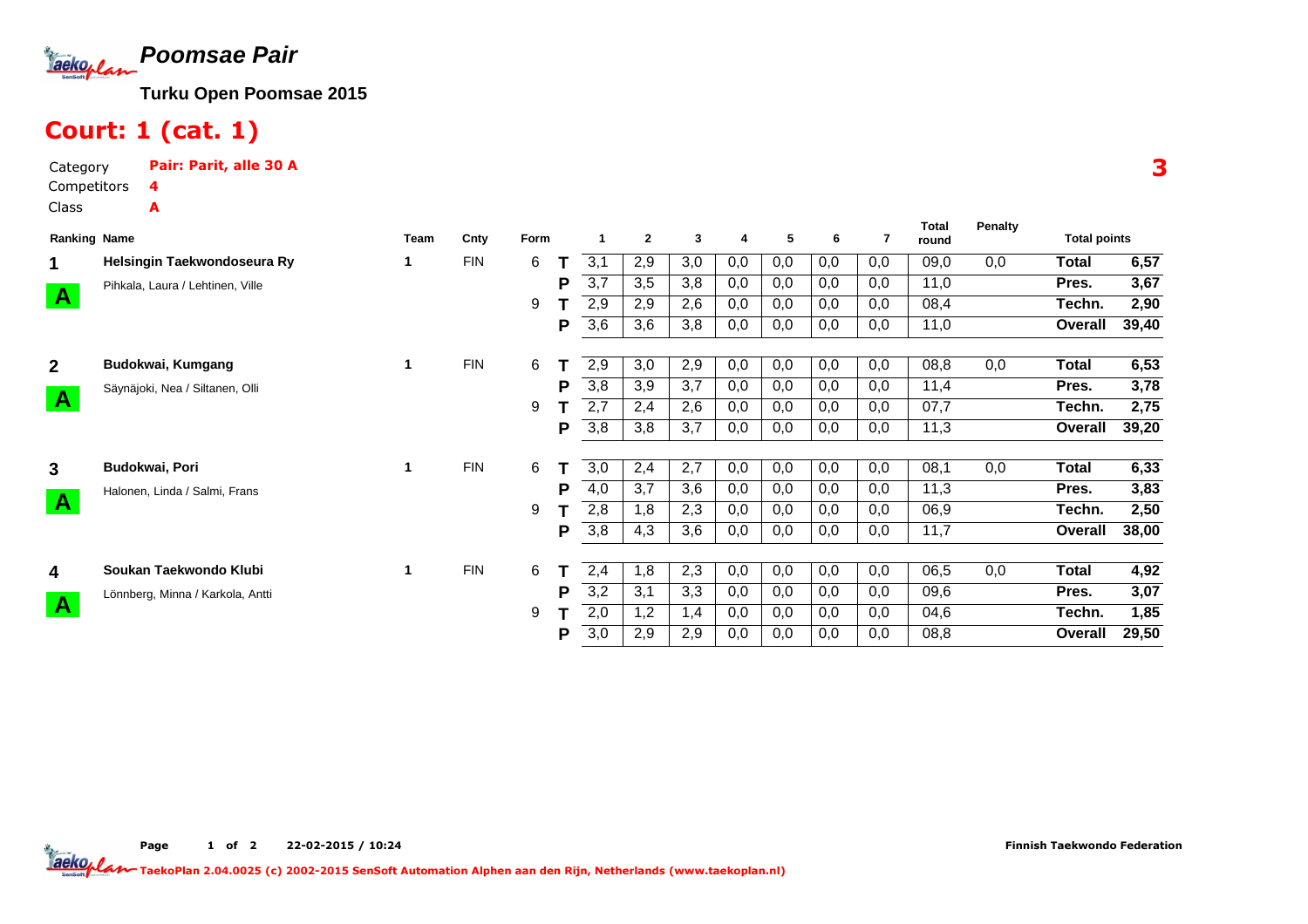# Poomsae Pair

**Turku Open Poomsae 2015**

## Court: 1 (cat. 1)

Category **Pair: Parit, alle 30 A**

Competitors **4**

Class **A**

**3**

| Ranking | Name | Team | Cnty | Form | | 1 | 2 | 3 | 4 | 5 | 6 | 7 | Total round | Penalty | Total points | |
|---|---|---|---|---|---|---|---|---|---|---|---|---|---|---|---|---|
| 1 | **Helsingin Taekwondoseura Ry** | 1 | FIN | 6 | T | 3,1 | 2,9 | 3,0 | 0,0 | 0,0 | 0,0 | 0,0 | 09,0 | 0,0 | Total | 6,57 |
| A | Pihkala, Laura / Lehtinen, Ville | | | | P | 3,7 | 3,5 | 3,8 | 0,0 | 0,0 | 0,0 | 0,0 | 11,0 | | Pres. | 3,67 |
| | | | | 9 | T | 2,9 | 2,9 | 2,6 | 0,0 | 0,0 | 0,0 | 0,0 | 08,4 | | Techn. | 2,90 |
| | | | | | P | 3,6 | 3,6 | 3,8 | 0,0 | 0,0 | 0,0 | 0,0 | 11,0 | | Overall | 39,40 |
| 2 | **Budokwai, Kumgang** | 1 | FIN | 6 | T | 2,9 | 3,0 | 2,9 | 0,0 | 0,0 | 0,0 | 0,0 | 08,8 | 0,0 | Total | 6,53 |
| A | Säynäjoki, Nea / Siltanen, Olli | | | | P | 3,8 | 3,9 | 3,7 | 0,0 | 0,0 | 0,0 | 0,0 | 11,4 | | Pres. | 3,78 |
| | | | | 9 | T | 2,7 | 2,4 | 2,6 | 0,0 | 0,0 | 0,0 | 0,0 | 07,7 | | Techn. | 2,75 |
| | | | | | P | 3,8 | 3,8 | 3,7 | 0,0 | 0,0 | 0,0 | 0,0 | 11,3 | | Overall | 39,20 |
| 3 | **Budokwai, Pori** | 1 | FIN | 6 | T | 3,0 | 2,4 | 2,7 | 0,0 | 0,0 | 0,0 | 0,0 | 08,1 | 0,0 | Total | 6,33 |
| A | Halonen, Linda / Salmi, Frans | | | | P | 4,0 | 3,7 | 3,6 | 0,0 | 0,0 | 0,0 | 0,0 | 11,3 | | Pres. | 3,83 |
| | | | | 9 | T | 2,8 | 1,8 | 2,3 | 0,0 | 0,0 | 0,0 | 0,0 | 06,9 | | Techn. | 2,50 |
| | | | | | P | 3,8 | 4,3 | 3,6 | 0,0 | 0,0 | 0,0 | 0,0 | 11,7 | | Overall | 38,00 |
| 4 | **Soukan Taekwondo Klubi** | 1 | FIN | 6 | T | 2,4 | 1,8 | 2,3 | 0,0 | 0,0 | 0,0 | 0,0 | 06,5 | 0,0 | Total | 4,92 |
| A | Lönnberg, Minna / Karkola, Antti | | | | P | 3,2 | 3,1 | 3,3 | 0,0 | 0,0 | 0,0 | 0,0 | 09,6 | | Pres. | 3,07 |
| | | | | 9 | T | 2,0 | 1,2 | 1,4 | 0,0 | 0,0 | 0,0 | 0,0 | 04,6 | | Techn. | 1,85 |
| | | | | | P | 3,0 | 2,9 | 2,9 | 0,0 | 0,0 | 0,0 | 0,0 | 08,8 | | Overall | 29,50 |

22-02-2015 / 10:24 — Finnish Taekwondo Federation

TaekoPlan 2.04.0025 (c) 2002-2015 SenSoft Automation Alphen aan den Rijn, Netherlands (www.taekoplan.nl)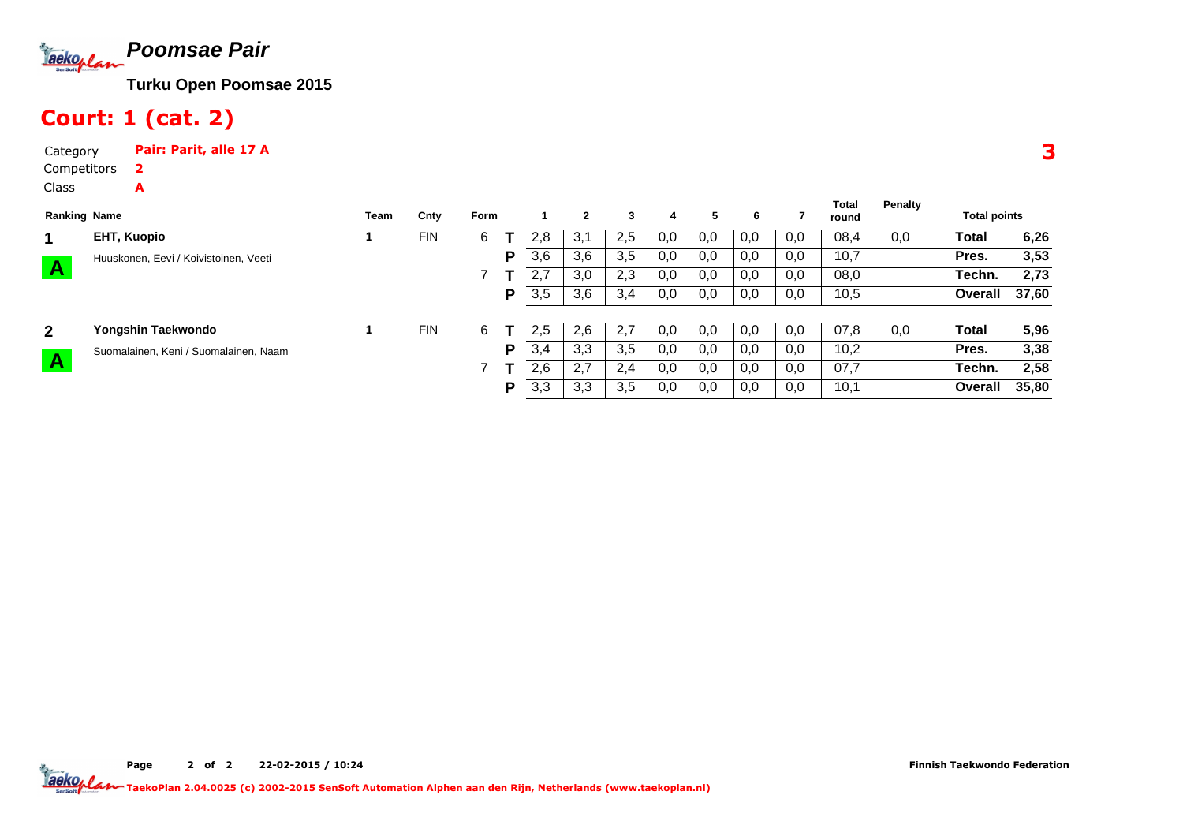# Poomsae Pair

**Turku Open Poomsae 2015**

## Court: 1 (cat. 2)

Category **Pair: Parit, alle 17 A**

Competitors **2**

Class **A**

**3**

| Ranking | Name | Team | Cnty | Form | | 1 | 2 | 3 | 4 | 5 | 6 | 7 | Total round | Penalty | Total points | |
|---|---|---|---|---|---|---|---|---|---|---|---|---|---|---|---|---|
| 1 | **EHT, Kuopio** | 1 | FIN | 6 | T | 2,8 | 3,1 | 2,5 | 0,0 | 0,0 | 0,0 | 0,0 | 08,4 | 0,0 | **Total** | **6,26** |
| A | Huuskonen, Eevi / Koivistoinen, Veeti | | | | P | 3,6 | 3,6 | 3,5 | 0,0 | 0,0 | 0,0 | 0,0 | 10,7 | | **Pres.** | **3,53** |
| | | | | 7 | T | 2,7 | 3,0 | 2,3 | 0,0 | 0,0 | 0,0 | 0,0 | 08,0 | | **Techn.** | **2,73** |
| | | | | | P | 3,5 | 3,6 | 3,4 | 0,0 | 0,0 | 0,0 | 0,0 | 10,5 | | **Overall** | **37,60** |
| 2 | **Yongshin Taekwondo** | 1 | FIN | 6 | T | 2,5 | 2,6 | 2,7 | 0,0 | 0,0 | 0,0 | 0,0 | 07,8 | 0,0 | **Total** | **5,96** |
| A | Suomalainen, Keni / Suomalainen, Naam | | | | P | 3,4 | 3,3 | 3,5 | 0,0 | 0,0 | 0,0 | 0,0 | 10,2 | | **Pres.** | **3,38** |
| | | | | 7 | T | 2,6 | 2,7 | 2,4 | 0,0 | 0,0 | 0,0 | 0,0 | 07,7 | | **Techn.** | **2,58** |
| | | | | | P | 3,3 | 3,3 | 3,5 | 0,0 | 0,0 | 0,0 | 0,0 | 10,1 | | **Overall** | **35,80** |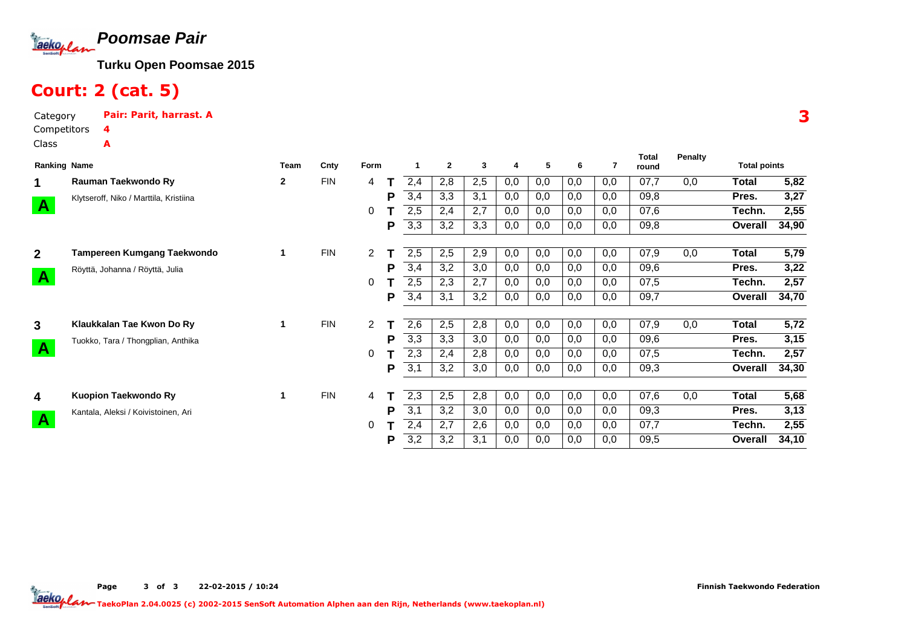# Poomsae Pair

**Turku Open Poomsae 2015**

## Court: 2 (cat. 5)

Category **Pair: Parit, harrast. A**

Competitors **4**

Class **A**

**3**

| Ranking | Name | Team | Cnty | Form | | 1 | 2 | 3 | 4 | 5 | 6 | 7 | Total round | Penalty | Total points | |
|---|---|---|---|---|---|---|---|---|---|---|---|---|---|---|---|---|
| 1 | **Rauman Taekwondo Ry** | 2 | FIN | 4 | T | 2,4 | 2,8 | 2,5 | 0,0 | 0,0 | 0,0 | 0,0 | 07,7 | 0,0 | **Total** | **5,82** |
| A | Klytseroff, Niko / Marttila, Kristiina | | | | P | 3,4 | 3,3 | 3,1 | 0,0 | 0,0 | 0,0 | 0,0 | 09,8 | | **Pres.** | **3,27** |
| | | | | 0 | T | 2,5 | 2,4 | 2,7 | 0,0 | 0,0 | 0,0 | 0,0 | 07,6 | | **Techn.** | **2,55** |
| | | | | | P | 3,3 | 3,2 | 3,3 | 0,0 | 0,0 | 0,0 | 0,0 | 09,8 | | **Overall** | **34,90** |
| 2 | **Tampereen Kumgang Taekwondo** | 1 | FIN | 2 | T | 2,5 | 2,5 | 2,9 | 0,0 | 0,0 | 0,0 | 0,0 | 07,9 | 0,0 | **Total** | **5,79** |
| A | Röyttä, Johanna / Röyttä, Julia | | | | P | 3,4 | 3,2 | 3,0 | 0,0 | 0,0 | 0,0 | 0,0 | 09,6 | | **Pres.** | **3,22** |
| | | | | 0 | T | 2,5 | 2,3 | 2,7 | 0,0 | 0,0 | 0,0 | 0,0 | 07,5 | | **Techn.** | **2,57** |
| | | | | | P | 3,4 | 3,1 | 3,2 | 0,0 | 0,0 | 0,0 | 0,0 | 09,7 | | **Overall** | **34,70** |
| 3 | **Klaukkalan Tae Kwon Do Ry** | 1 | FIN | 2 | T | 2,6 | 2,5 | 2,8 | 0,0 | 0,0 | 0,0 | 0,0 | 07,9 | 0,0 | **Total** | **5,72** |
| A | Tuokko, Tara / Thongplian, Anthika | | | | P | 3,3 | 3,3 | 3,0 | 0,0 | 0,0 | 0,0 | 0,0 | 09,6 | | **Pres.** | **3,15** |
| | | | | 0 | T | 2,3 | 2,4 | 2,8 | 0,0 | 0,0 | 0,0 | 0,0 | 07,5 | | **Techn.** | **2,57** |
| | | | | | P | 3,1 | 3,2 | 3,0 | 0,0 | 0,0 | 0,0 | 0,0 | 09,3 | | **Overall** | **34,30** |
| 4 | **Kuopion Taekwondo Ry** | 1 | FIN | 4 | T | 2,3 | 2,5 | 2,8 | 0,0 | 0,0 | 0,0 | 0,0 | 07,6 | 0,0 | **Total** | **5,68** |
| A | Kantala, Aleksi / Koivistoinen, Ari | | | | P | 3,1 | 3,2 | 3,0 | 0,0 | 0,0 | 0,0 | 0,0 | 09,3 | | **Pres.** | **3,13** |
| | | | | 0 | T | 2,4 | 2,7 | 2,6 | 0,0 | 0,0 | 0,0 | 0,0 | 07,7 | | **Techn.** | **2,55** |
| | | | | | P | 3,2 | 3,2 | 3,1 | 0,0 | 0,0 | 0,0 | 0,0 | 09,5 | | **Overall** | **34,10** |

22-02-2015 / 10:24

Finnish Taekwondo Federation

TaekoPlan 2.04.0025 (c) 2002-2015 SenSoft Automation Alphen aan den Rijn, Netherlands (www.taekoplan.nl)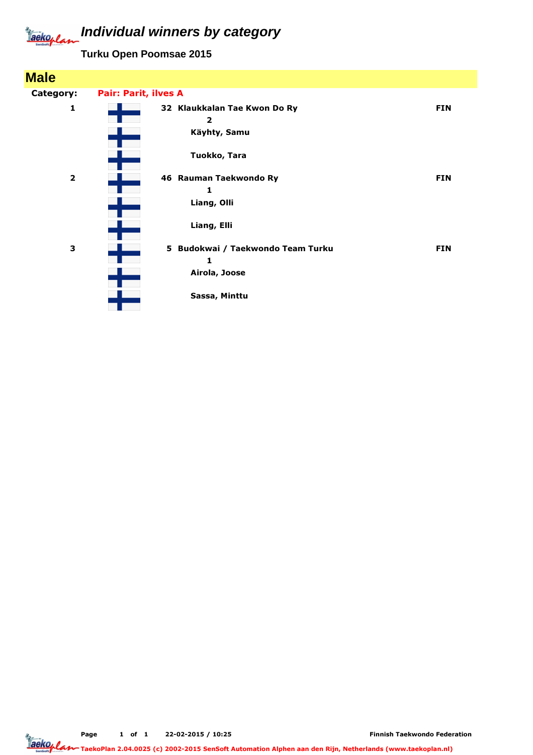# Individual winners by category

**Turku Open Poomsae 2015**

## Male

**Category:** **Pair: Parit, ilves A**

| Place | No. | Club / Name | Country |
|---|---|---|---|
| 1 | 32 | **Klaukkalan Tae Kwon Do Ry** | FIN |
| | | 2 | |
| | | Käyhty, Samu | |
| | | Tuokko, Tara | |
| 2 | 46 | **Rauman Taekwondo Ry** | FIN |
| | | 1 | |
| | | Liang, Olli | |
| | | Liang, Elli | |
| 3 | 5 | **Budokwai / Taekwondo Team Turku** | FIN |
| | | 1 | |
| | | Airola, Joose | |
| | | Sassa, Minttu | |

22-02-2015 / 10:25

Finnish Taekwondo Federation

TaekoPlan 2.04.0025 (c) 2002-2015 SenSoft Automation Alphen aan den Rijn, Netherlands (www.taekoplan.nl)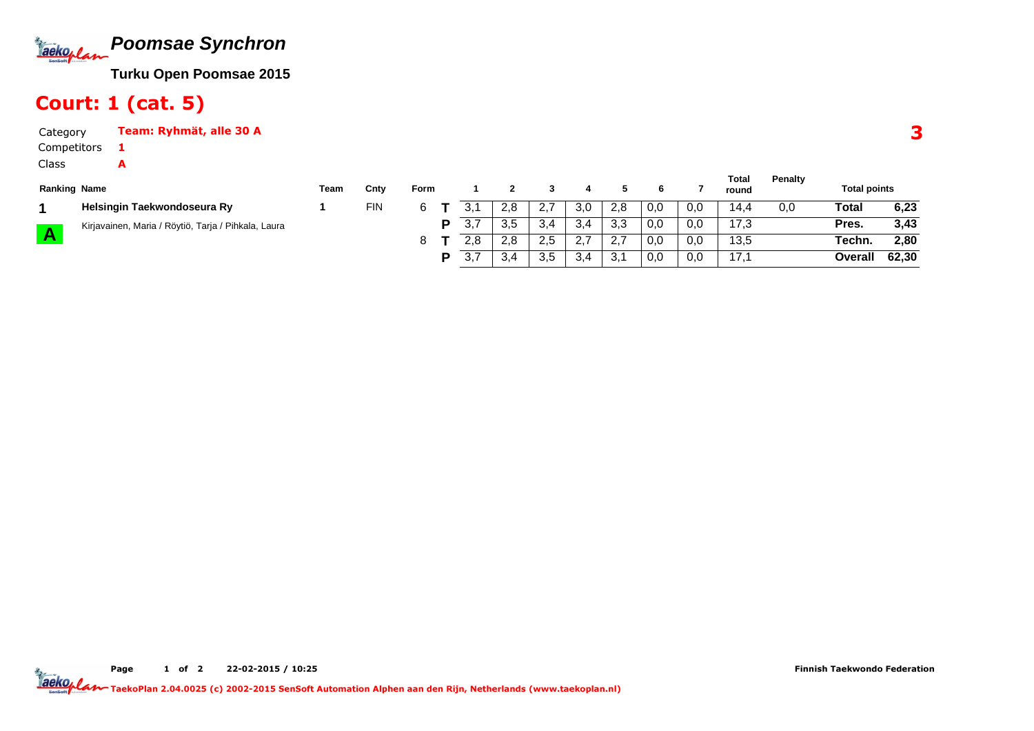# Poomsae Synchron

**Turku Open Poomsae 2015**

## Court: 1 (cat. 5)

Category **Team: Ryhmät, alle 30 A**

Competitors **1**

Class **A**

**3**

| Ranking | Name | Team | Cnty | Form | | 1 | 2 | 3 | 4 | 5 | 6 | 7 | Total round | Penalty | Total points | |
|---|---|---|---|---|---|---|---|---|---|---|---|---|---|---|---|---|
| 1 | **Helsingin Taekwondoseura Ry** | 1 | FIN | 6 | T | 3,1 | 2,8 | 2,7 | 3,0 | 2,8 | 0,0 | 0,0 | 14,4 | 0,0 | **Total** | **6,23** |
| A | Kirjavainen, Maria / Röytiö, Tarja / Pihkala, Laura | | | | P | 3,7 | 3,5 | 3,4 | 3,4 | 3,3 | 0,0 | 0,0 | 17,3 | | **Pres.** | **3,43** |
| | | | | 8 | T | 2,8 | 2,8 | 2,5 | 2,7 | 2,7 | 0,0 | 0,0 | 13,5 | | **Techn.** | **2,80** |
| | | | | | P | 3,7 | 3,4 | 3,5 | 3,4 | 3,1 | 0,0 | 0,0 | 17,1 | | **Overall** | **62,30** |

22-02-2015 / 10:25

Finnish Taekwondo Federation

TaekoPlan 2.04.0025 (c) 2002-2015 SenSoft Automation Alphen aan den Rijn, Netherlands (www.taekoplan.nl)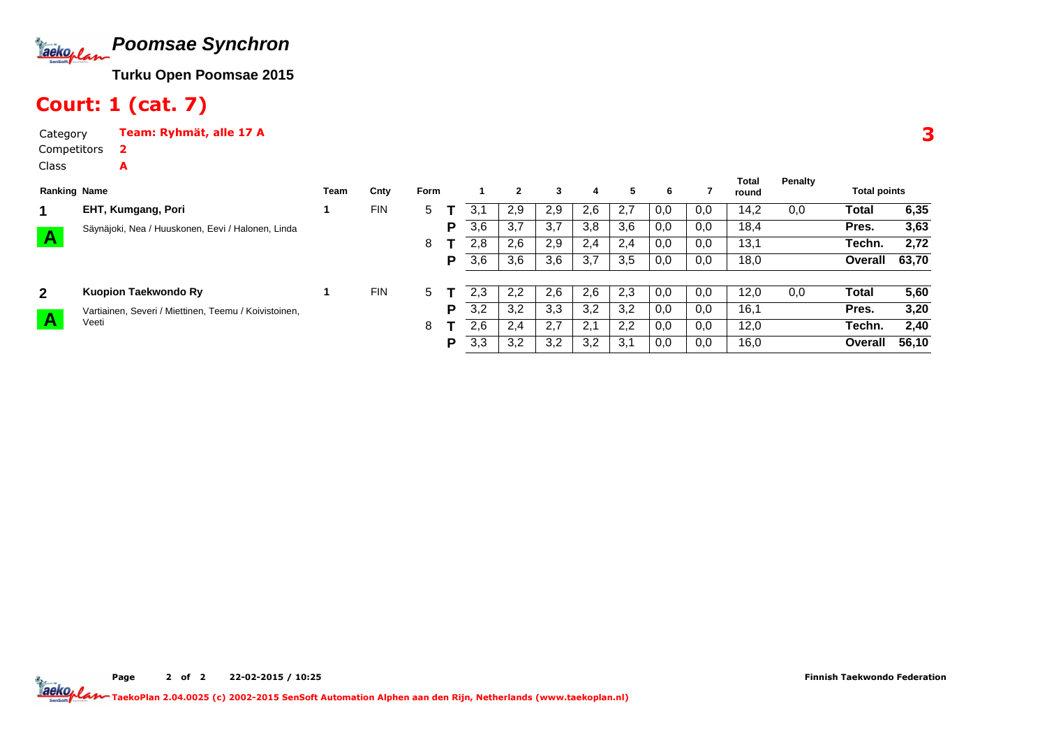# Poomsae Synchron

**Turku Open Poomsae 2015**

## Court: 1 (cat. 7)

Category **Team: Ryhmät, alle 17 A**

Competitors **2**

Class **A**

**3**

| Ranking | Name | Team | Cnty | Form | | 1 | 2 | 3 | 4 | 5 | 6 | 7 | Total round | Penalty | Total points | |
|---|---|---|---|---|---|---|---|---|---|---|---|---|---|---|---|---|
| 1 | **EHT, Kumgang, Pori** | 1 | FIN | 5 | T | 3,1 | 2,9 | 2,9 | 2,6 | 2,7 | 0,0 | 0,0 | 14,2 | 0,0 | **Total** | **6,35** |
| A | Säynäjoki, Nea / Huuskonen, Eevi / Halonen, Linda | | | | P | 3,6 | 3,7 | 3,7 | 3,8 | 3,6 | 0,0 | 0,0 | 18,4 | | **Pres.** | **3,63** |
| | | | | 8 | T | 2,8 | 2,6 | 2,9 | 2,4 | 2,4 | 0,0 | 0,0 | 13,1 | | **Techn.** | **2,72** |
| | | | | | P | 3,6 | 3,6 | 3,6 | 3,7 | 3,5 | 0,0 | 0,0 | 18,0 | | **Overall** | **63,70** |
| 2 | **Kuopion Taekwondo Ry** | 1 | FIN | 5 | T | 2,3 | 2,2 | 2,6 | 2,6 | 2,3 | 0,0 | 0,0 | 12,0 | 0,0 | **Total** | **5,60** |
| A | Vartiainen, Severi / Miettinen, Teemu / Koivistoinen, Veeti | | | | P | 3,2 | 3,2 | 3,3 | 3,2 | 3,2 | 0,0 | 0,0 | 16,1 | | **Pres.** | **3,20** |
| | | | | 8 | T | 2,6 | 2,4 | 2,7 | 2,1 | 2,2 | 0,0 | 0,0 | 12,0 | | **Techn.** | **2,40** |
| | | | | | P | 3,3 | 3,2 | 3,2 | 3,2 | 3,1 | 0,0 | 0,0 | 16,0 | | **Overall** | **56,10** |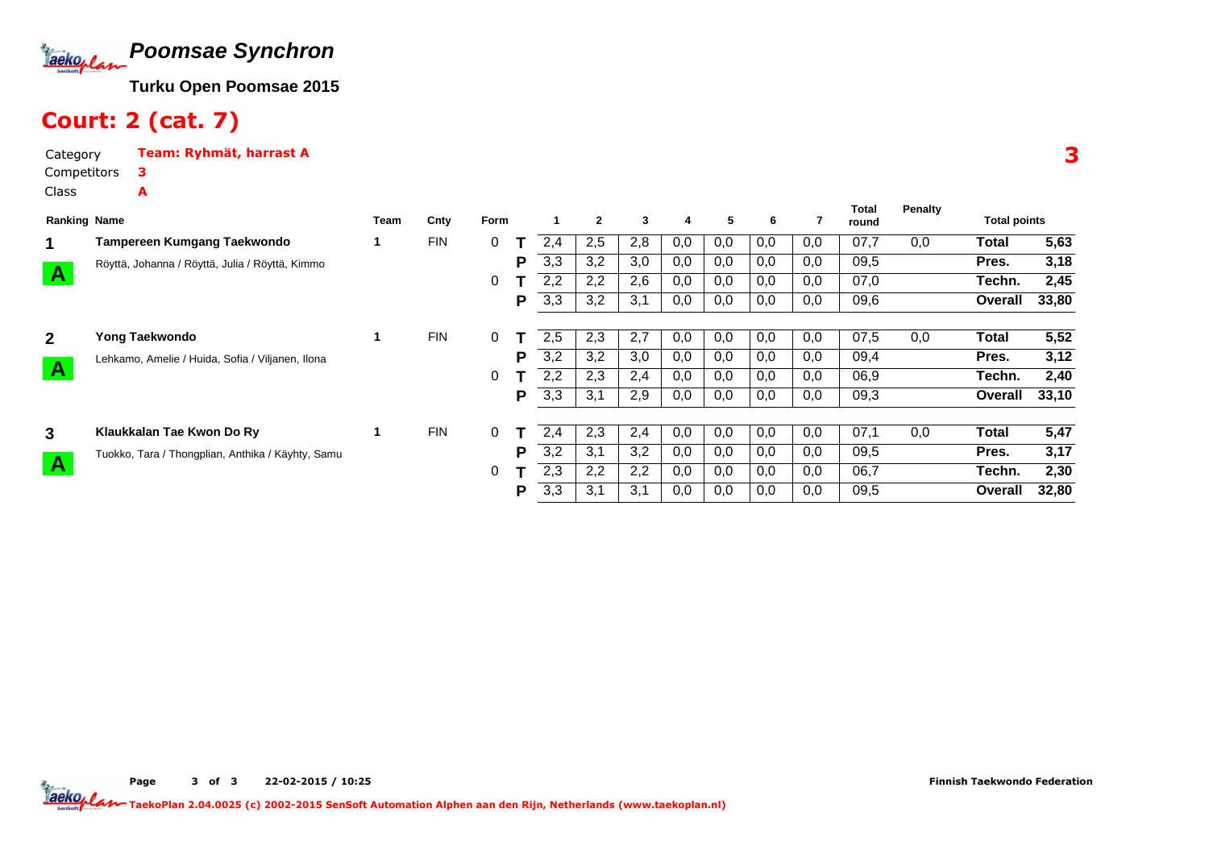# Poomsae Synchron

**Turku Open Poomsae 2015**

## Court: 2 (cat. 7)

Category **Team: Ryhmät, harrast A**

Competitors **3**

Class **A**

**3**

| Ranking | Name | Team | Cnty | Form | | 1 | 2 | 3 | 4 | 5 | 6 | 7 | Total round | Penalty | Total points | |
|---|---|---|---|---|---|---|---|---|---|---|---|---|---|---|---|---|
| 1 | **Tampereen Kumgang Taekwondo** | 1 | FIN | 0 | T | 2,4 | 2,5 | 2,8 | 0,0 | 0,0 | 0,0 | 0,0 | 07,7 | 0,0 | **Total** | **5,63** |
| A | Röyttä, Johanna / Röyttä, Julia / Röyttä, Kimmo | | | | P | 3,3 | 3,2 | 3,0 | 0,0 | 0,0 | 0,0 | 0,0 | 09,5 | | **Pres.** | **3,18** |
| | | | | 0 | T | 2,2 | 2,2 | 2,6 | 0,0 | 0,0 | 0,0 | 0,0 | 07,0 | | **Techn.** | **2,45** |
| | | | | | P | 3,3 | 3,2 | 3,1 | 0,0 | 0,0 | 0,0 | 0,0 | 09,6 | | **Overall** | **33,80** |
| 2 | **Yong Taekwondo** | 1 | FIN | 0 | T | 2,5 | 2,3 | 2,7 | 0,0 | 0,0 | 0,0 | 0,0 | 07,5 | 0,0 | **Total** | **5,52** |
| A | Lehkamo, Amelie / Huida, Sofia / Viljanen, Ilona | | | | P | 3,2 | 3,2 | 3,0 | 0,0 | 0,0 | 0,0 | 0,0 | 09,4 | | **Pres.** | **3,12** |
| | | | | 0 | T | 2,2 | 2,3 | 2,4 | 0,0 | 0,0 | 0,0 | 0,0 | 06,9 | | **Techn.** | **2,40** |
| | | | | | P | 3,3 | 3,1 | 2,9 | 0,0 | 0,0 | 0,0 | 0,0 | 09,3 | | **Overall** | **33,10** |
| 3 | **Klaukkalan Tae Kwon Do Ry** | 1 | FIN | 0 | T | 2,4 | 2,3 | 2,4 | 0,0 | 0,0 | 0,0 | 0,0 | 07,1 | 0,0 | **Total** | **5,47** |
| A | Tuokko, Tara / Thongplian, Anthika / Käyhty, Samu | | | | P | 3,2 | 3,1 | 3,2 | 0,0 | 0,0 | 0,0 | 0,0 | 09,5 | | **Pres.** | **3,17** |
| | | | | 0 | T | 2,3 | 2,2 | 2,2 | 0,0 | 0,0 | 0,0 | 0,0 | 06,7 | | **Techn.** | **2,30** |
| | | | | | P | 3,3 | 3,1 | 3,1 | 0,0 | 0,0 | 0,0 | 0,0 | 09,5 | | **Overall** | **32,80** |

22-02-2015 / 10:25

Finnish Taekwondo Federation

TaekoPlan 2.04.0025 (c) 2002-2015 SenSoft Automation Alphen aan den Rijn, Netherlands (www.taekoplan.nl)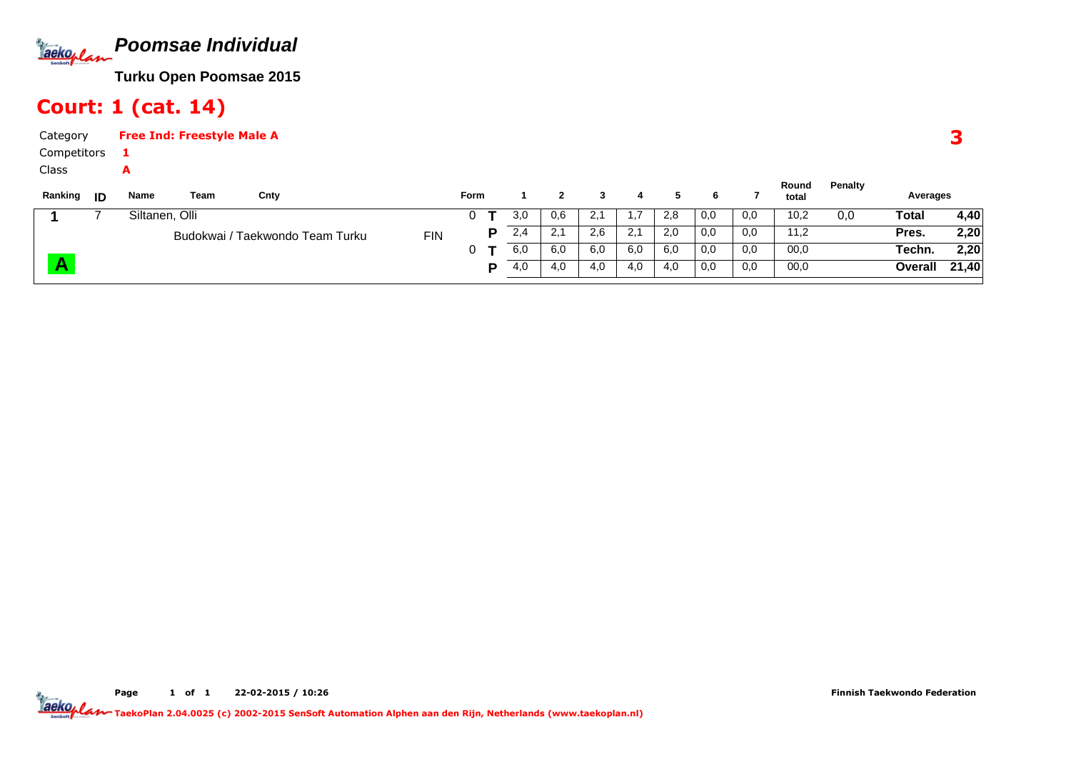# Poomsae Individual

**Turku Open Poomsae 2015**

## Court: 1 (cat. 14)

Category **Free Ind: Freestyle Male A**

Competitors **1**

Class **A**

**3**

| Ranking | ID | Name | Team | Cnty | Form | | 1 | 2 | 3 | 4 | 5 | 6 | 7 | Round total | Penalty | Averages | |
|---|---|---|---|---|---|---|---|---|---|---|---|---|---|---|---|---|---|
| 1 | 7 | Siltanen, Olli | | | 0 | T | 3,0 | 0,6 | 2,1 | 1,7 | 2,8 | 0,0 | 0,0 | 10,2 | 0,0 | Total | 4,40 |
| | | | Budokwai / Taekwondo Team Turku | FIN | | P | 2,4 | 2,1 | 2,6 | 2,1 | 2,0 | 0,0 | 0,0 | 11,2 | | Pres. | 2,20 |
| | | | | | 0 | T | 6,0 | 6,0 | 6,0 | 6,0 | 6,0 | 0,0 | 0,0 | 00,0 | | Techn. | 2,20 |
| A | | | | | | P | 4,0 | 4,0 | 4,0 | 4,0 | 4,0 | 0,0 | 0,0 | 00,0 | | Overall | 21,40 |